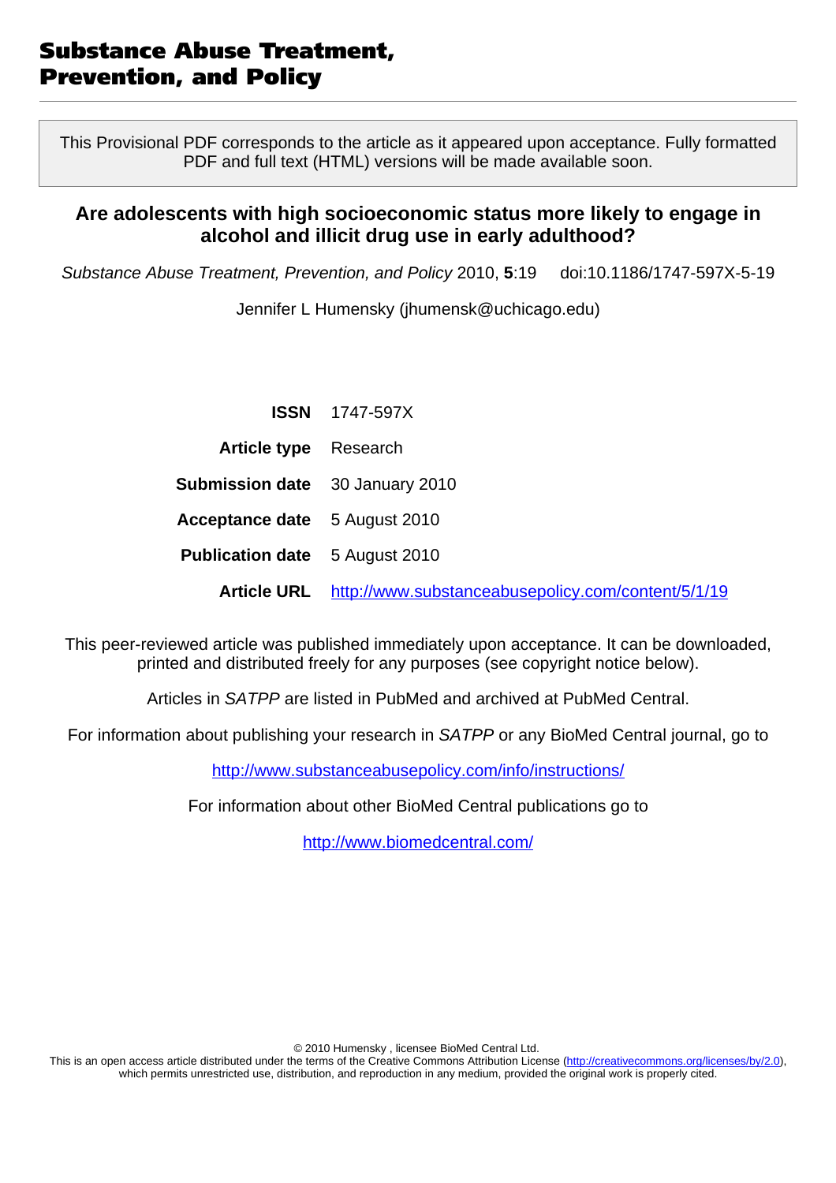# Substance Abuse Treatment, Prevention, and Policy

This Provisional PDF corresponds to the article as it appeared upon acceptance. Fully formatted PDF and full text (HTML) versions will be made available soon.

## Are adolescents with high socioeconomic status more likely to engage in alcohol and illicit drug use in early adulthood?

*Substance Abuse Treatment, Prevention, and Policy* 2010, **5**:19 doi:10.1186/1747-597X-5-19

Jennifer L Humensky (jhumensk@uchicago.edu)

| | |
|---|---|
| **ISSN** | 1747-597X |
| **Article type** | Research |
| **Submission date** | 30 January 2010 |
| **Acceptance date** | 5 August 2010 |
| **Publication date** | 5 August 2010 |
| **Article URL** | http://www.substanceabusepolicy.com/content/5/1/19 |

This peer-reviewed article was published immediately upon acceptance. It can be downloaded, printed and distributed freely for any purposes (see copyright notice below).

Articles in *SATPP* are listed in PubMed and archived at PubMed Central.

For information about publishing your research in *SATPP* or any BioMed Central journal, go to

http://www.substanceabusepolicy.com/info/instructions/

For information about other BioMed Central publications go to

http://www.biomedcentral.com/

© 2010 Humensky , licensee BioMed Central Ltd.
This is an open access article distributed under the terms of the Creative Commons Attribution License (http://creativecommons.org/licenses/by/2.0), which permits unrestricted use, distribution, and reproduction in any medium, provided the original work is properly cited.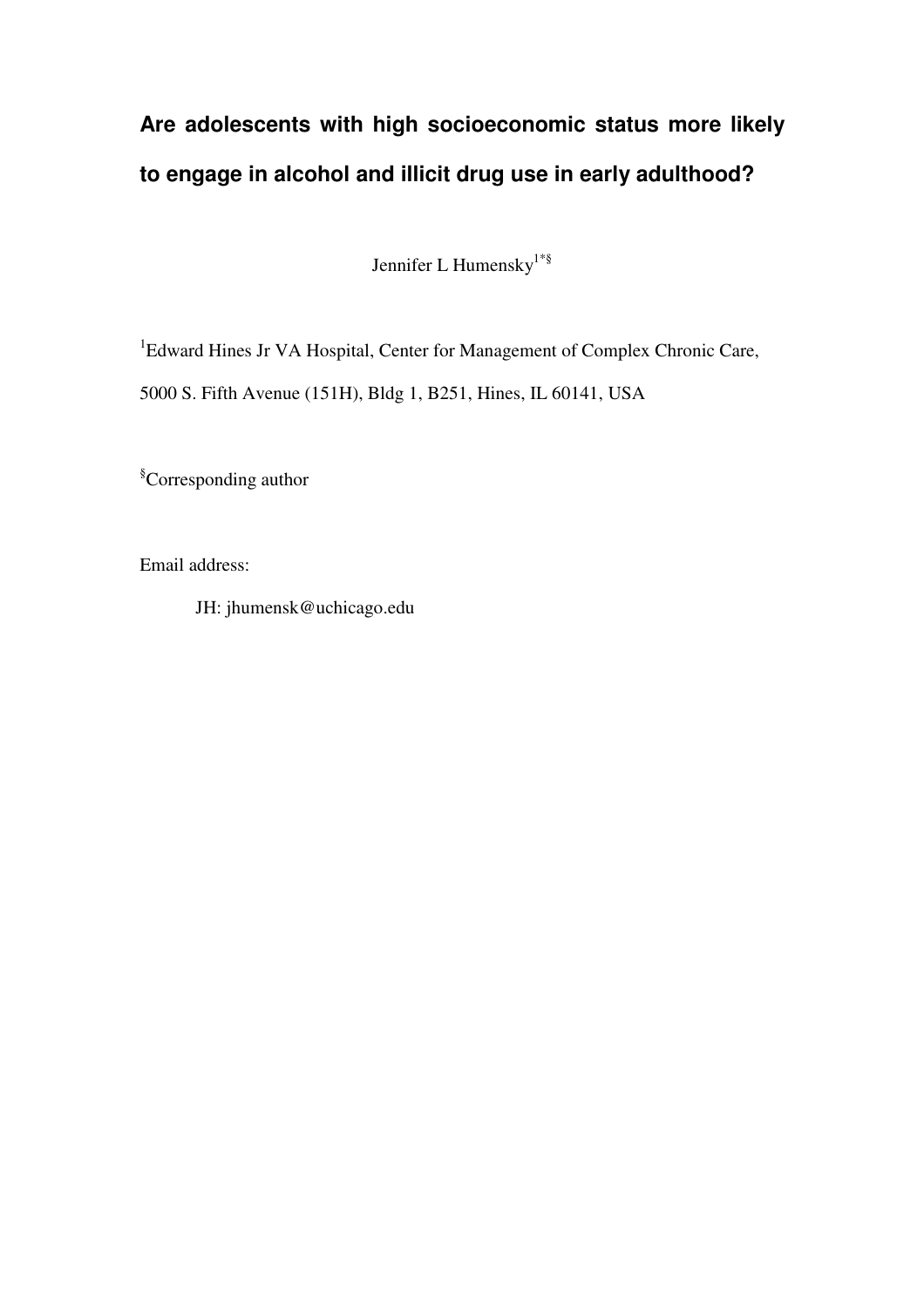# Are adolescents with high socioeconomic status more likely to engage in alcohol and illicit drug use in early adulthood?

Jennifer L Humensky[1*§]

[1]Edward Hines Jr VA Hospital, Center for Management of Complex Chronic Care, 5000 S. Fifth Avenue (151H), Bldg 1, B251, Hines, IL 60141, USA

[§]Corresponding author

Email address:

JH: jhumensk@uchicago.edu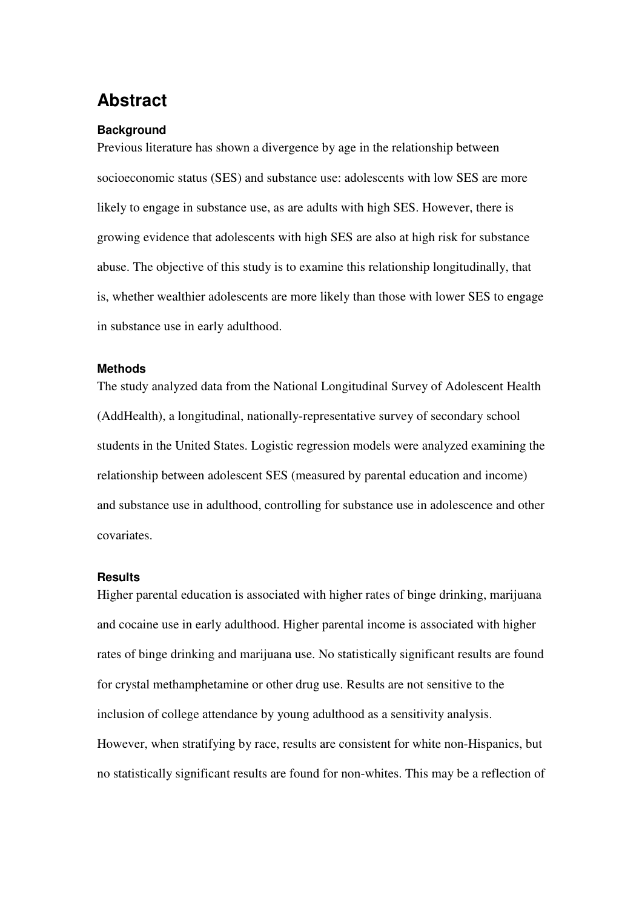# Abstract

### Background

Previous literature has shown a divergence by age in the relationship between socioeconomic status (SES) and substance use: adolescents with low SES are more likely to engage in substance use, as are adults with high SES. However, there is growing evidence that adolescents with high SES are also at high risk for substance abuse. The objective of this study is to examine this relationship longitudinally, that is, whether wealthier adolescents are more likely than those with lower SES to engage in substance use in early adulthood.

### Methods

The study analyzed data from the National Longitudinal Survey of Adolescent Health (AddHealth), a longitudinal, nationally-representative survey of secondary school students in the United States. Logistic regression models were analyzed examining the relationship between adolescent SES (measured by parental education and income) and substance use in adulthood, controlling for substance use in adolescence and other covariates.

### Results

Higher parental education is associated with higher rates of binge drinking, marijuana and cocaine use in early adulthood. Higher parental income is associated with higher rates of binge drinking and marijuana use. No statistically significant results are found for crystal methamphetamine or other drug use. Results are not sensitive to the inclusion of college attendance by young adulthood as a sensitivity analysis. However, when stratifying by race, results are consistent for white non-Hispanics, but no statistically significant results are found for non-whites. This may be a reflection of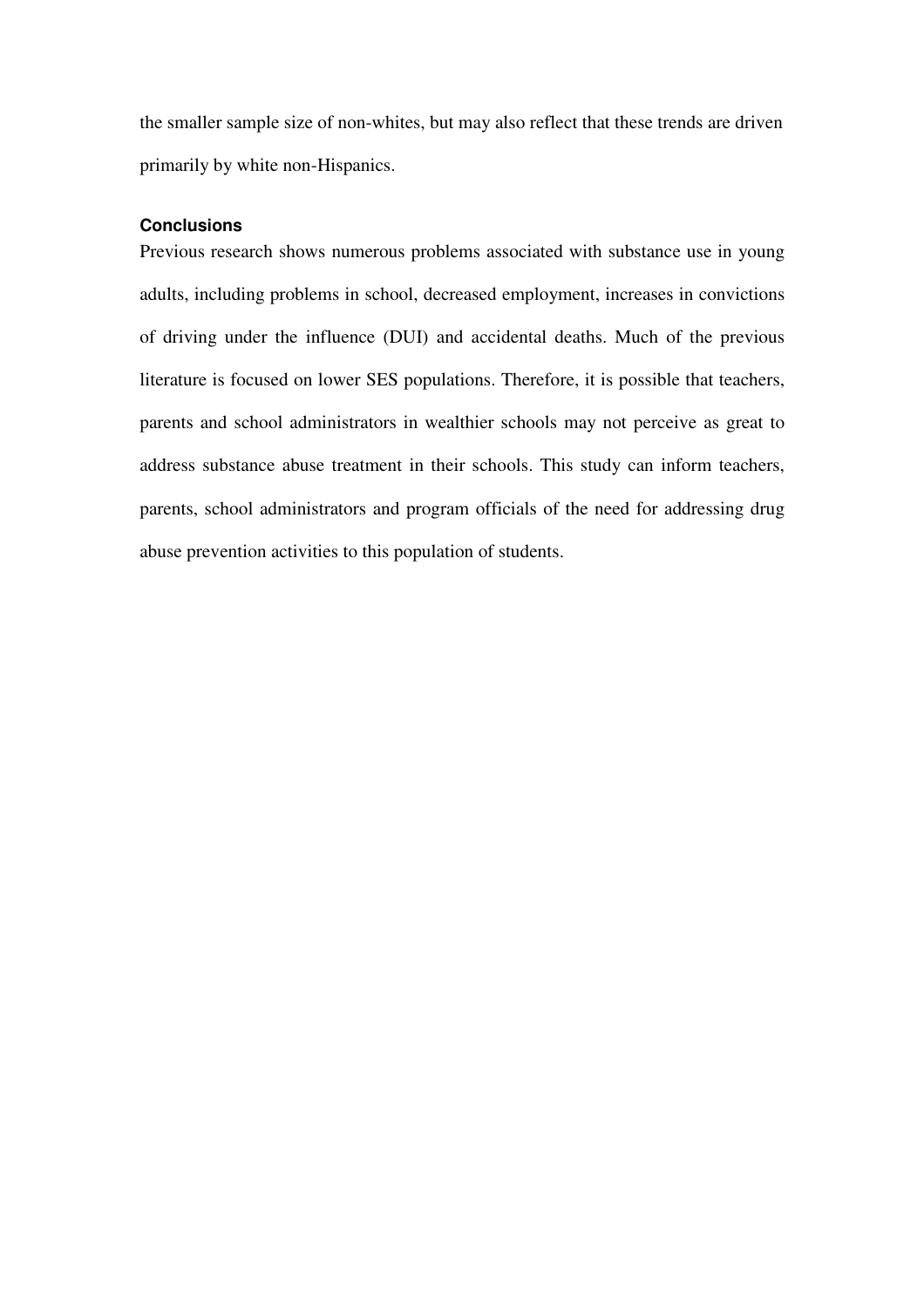the smaller sample size of non-whites, but may also reflect that these trends are driven primarily by white non-Hispanics.

**Conclusions**

Previous research shows numerous problems associated with substance use in young adults, including problems in school, decreased employment, increases in convictions of driving under the influence (DUI) and accidental deaths. Much of the previous literature is focused on lower SES populations. Therefore, it is possible that teachers, parents and school administrators in wealthier schools may not perceive as great to address substance abuse treatment in their schools. This study can inform teachers, parents, school administrators and program officials of the need for addressing drug abuse prevention activities to this population of students.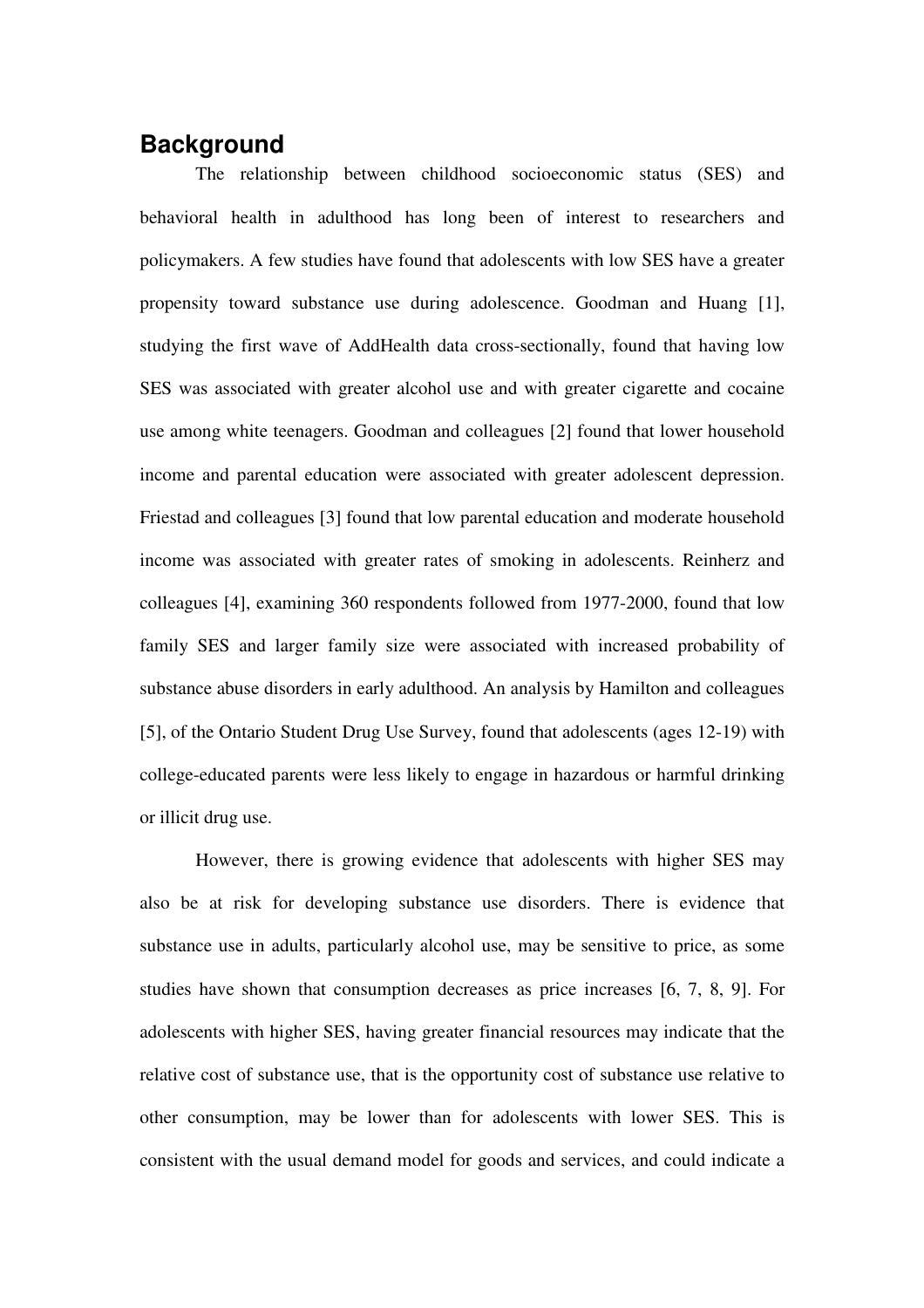## Background

The relationship between childhood socioeconomic status (SES) and behavioral health in adulthood has long been of interest to researchers and policymakers. A few studies have found that adolescents with low SES have a greater propensity toward substance use during adolescence. Goodman and Huang [1], studying the first wave of AddHealth data cross-sectionally, found that having low SES was associated with greater alcohol use and with greater cigarette and cocaine use among white teenagers. Goodman and colleagues [2] found that lower household income and parental education were associated with greater adolescent depression. Friestad and colleagues [3] found that low parental education and moderate household income was associated with greater rates of smoking in adolescents. Reinherz and colleagues [4], examining 360 respondents followed from 1977-2000, found that low family SES and larger family size were associated with increased probability of substance abuse disorders in early adulthood. An analysis by Hamilton and colleagues [5], of the Ontario Student Drug Use Survey, found that adolescents (ages 12-19) with college-educated parents were less likely to engage in hazardous or harmful drinking or illicit drug use.

However, there is growing evidence that adolescents with higher SES may also be at risk for developing substance use disorders. There is evidence that substance use in adults, particularly alcohol use, may be sensitive to price, as some studies have shown that consumption decreases as price increases [6, 7, 8, 9]. For adolescents with higher SES, having greater financial resources may indicate that the relative cost of substance use, that is the opportunity cost of substance use relative to other consumption, may be lower than for adolescents with lower SES. This is consistent with the usual demand model for goods and services, and could indicate a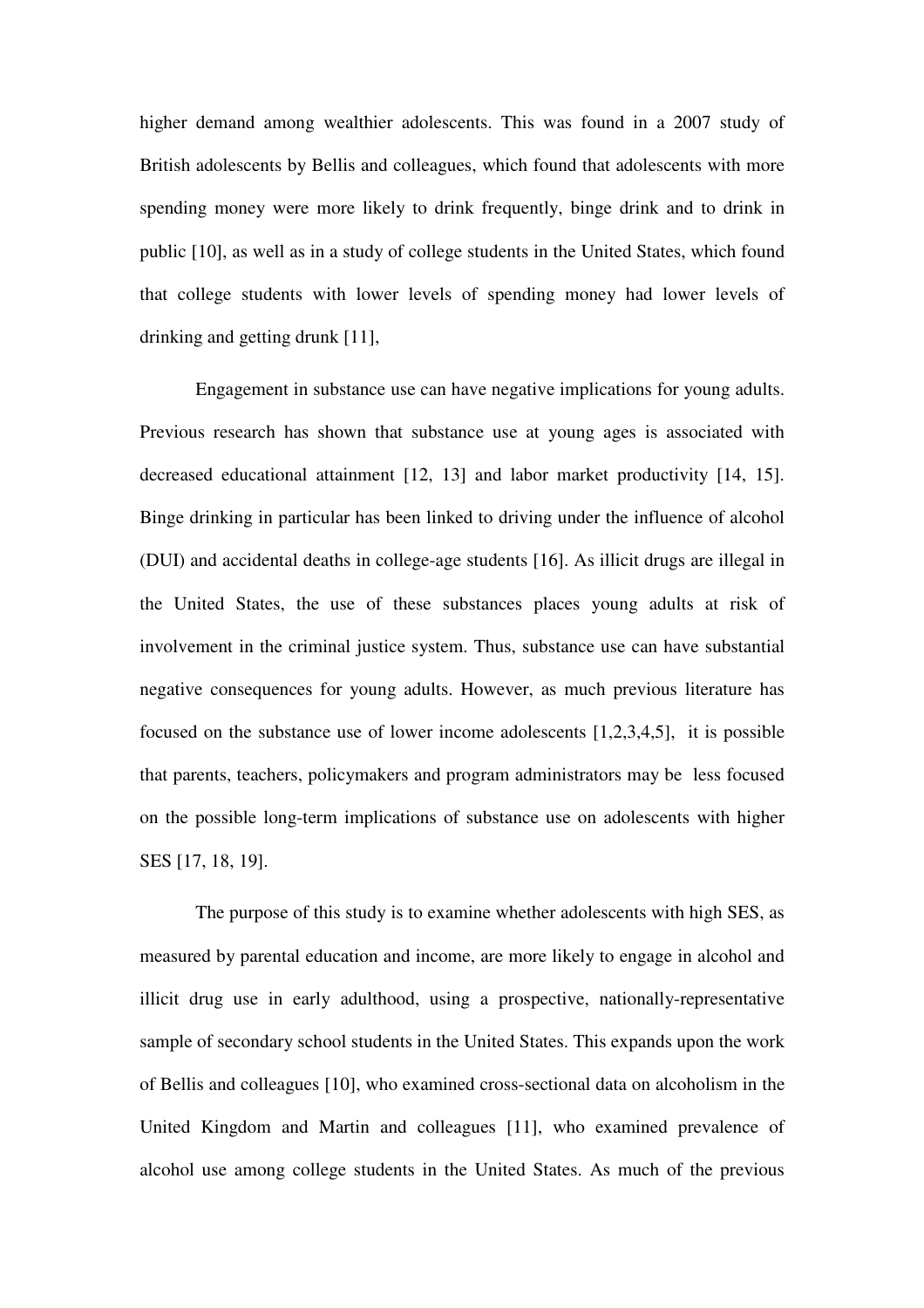higher demand among wealthier adolescents. This was found in a 2007 study of British adolescents by Bellis and colleagues, which found that adolescents with more spending money were more likely to drink frequently, binge drink and to drink in public [10], as well as in a study of college students in the United States, which found that college students with lower levels of spending money had lower levels of drinking and getting drunk [11],

Engagement in substance use can have negative implications for young adults. Previous research has shown that substance use at young ages is associated with decreased educational attainment [12, 13] and labor market productivity [14, 15]. Binge drinking in particular has been linked to driving under the influence of alcohol (DUI) and accidental deaths in college-age students [16]. As illicit drugs are illegal in the United States, the use of these substances places young adults at risk of involvement in the criminal justice system. Thus, substance use can have substantial negative consequences for young adults. However, as much previous literature has focused on the substance use of lower income adolescents [1,2,3,4,5], it is possible that parents, teachers, policymakers and program administrators may be less focused on the possible long-term implications of substance use on adolescents with higher SES [17, 18, 19].

The purpose of this study is to examine whether adolescents with high SES, as measured by parental education and income, are more likely to engage in alcohol and illicit drug use in early adulthood, using a prospective, nationally-representative sample of secondary school students in the United States. This expands upon the work of Bellis and colleagues [10], who examined cross-sectional data on alcoholism in the United Kingdom and Martin and colleagues [11], who examined prevalence of alcohol use among college students in the United States. As much of the previous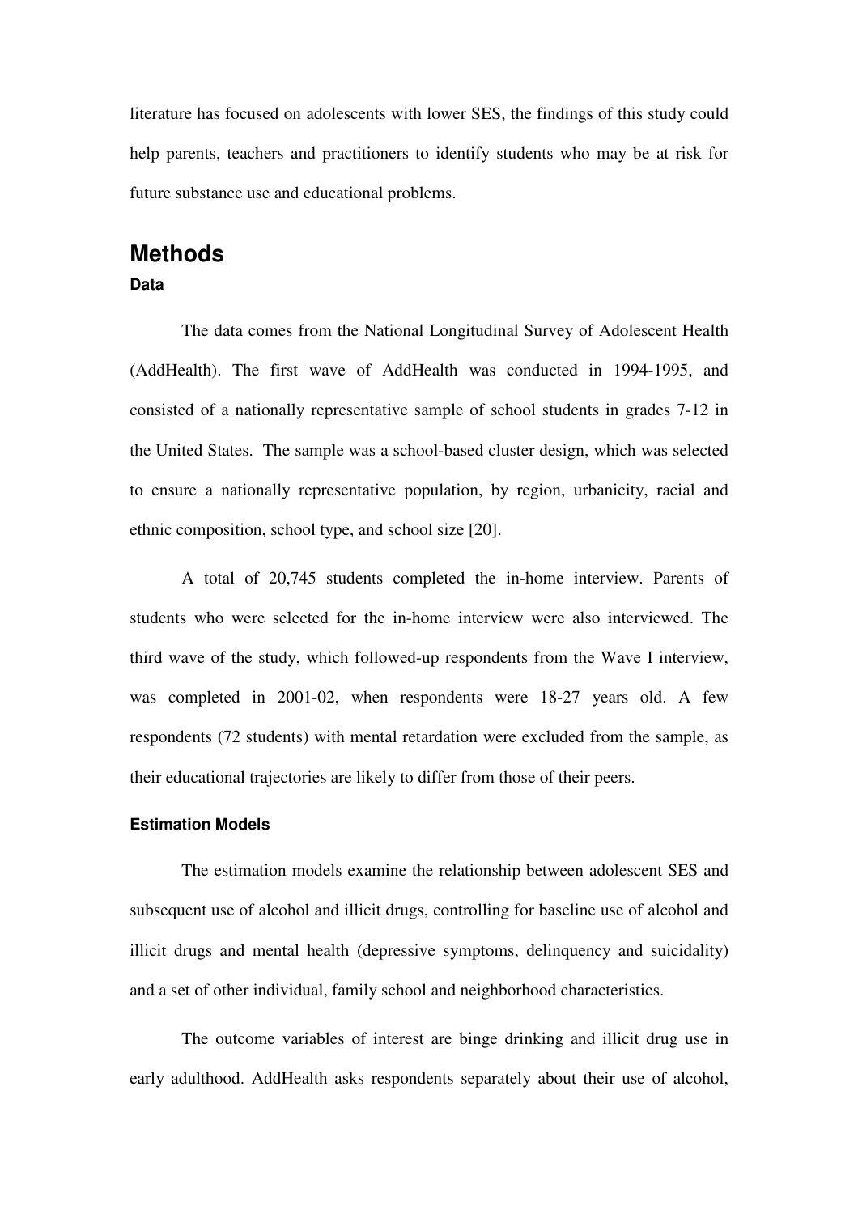literature has focused on adolescents with lower SES, the findings of this study could help parents, teachers and practitioners to identify students who may be at risk for future substance use and educational problems.

## Methods

### Data

The data comes from the National Longitudinal Survey of Adolescent Health (AddHealth). The first wave of AddHealth was conducted in 1994-1995, and consisted of a nationally representative sample of school students in grades 7-12 in the United States. The sample was a school-based cluster design, which was selected to ensure a nationally representative population, by region, urbanicity, racial and ethnic composition, school type, and school size [20].

A total of 20,745 students completed the in-home interview. Parents of students who were selected for the in-home interview were also interviewed. The third wave of the study, which followed-up respondents from the Wave I interview, was completed in 2001-02, when respondents were 18-27 years old. A few respondents (72 students) with mental retardation were excluded from the sample, as their educational trajectories are likely to differ from those of their peers.

### Estimation Models

The estimation models examine the relationship between adolescent SES and subsequent use of alcohol and illicit drugs, controlling for baseline use of alcohol and illicit drugs and mental health (depressive symptoms, delinquency and suicidality) and a set of other individual, family school and neighborhood characteristics.

The outcome variables of interest are binge drinking and illicit drug use in early adulthood. AddHealth asks respondents separately about their use of alcohol,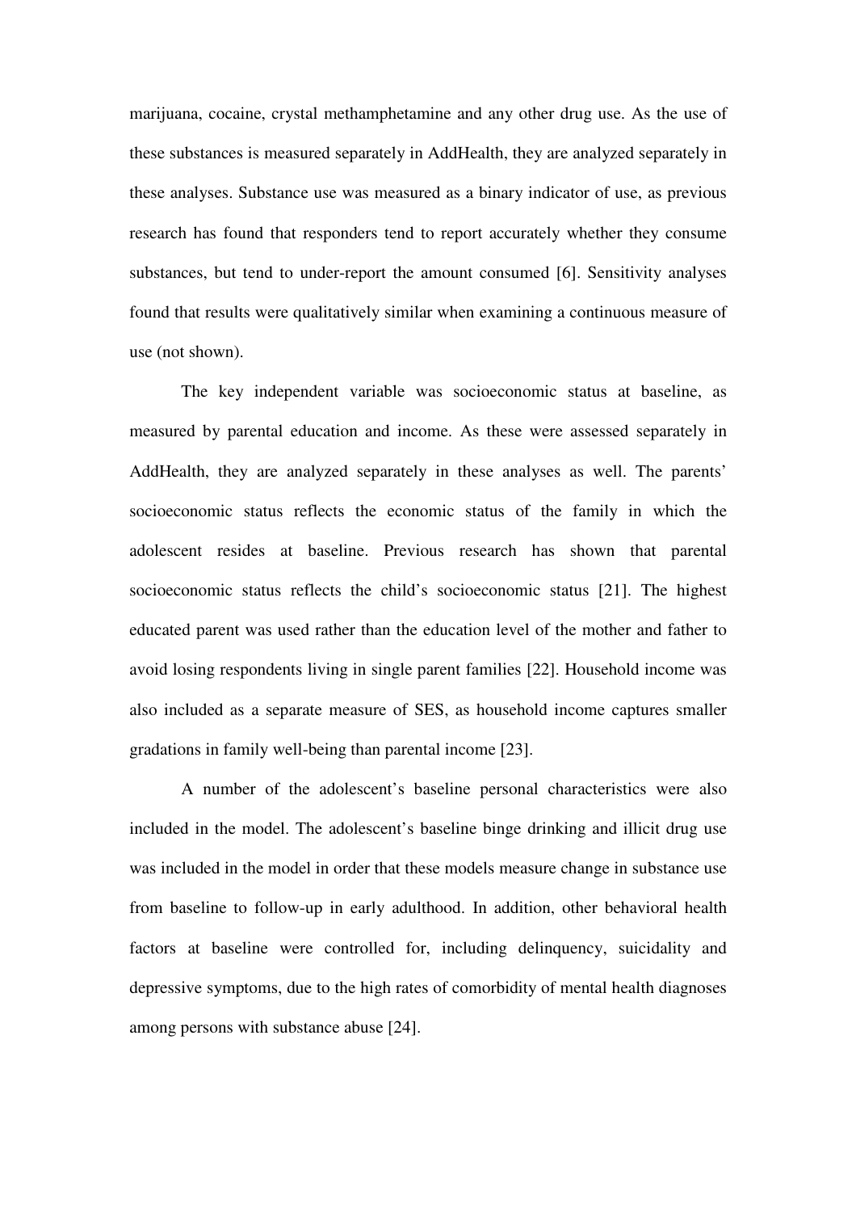marijuana, cocaine, crystal methamphetamine and any other drug use. As the use of these substances is measured separately in AddHealth, they are analyzed separately in these analyses. Substance use was measured as a binary indicator of use, as previous research has found that responders tend to report accurately whether they consume substances, but tend to under-report the amount consumed [6]. Sensitivity analyses found that results were qualitatively similar when examining a continuous measure of use (not shown).

The key independent variable was socioeconomic status at baseline, as measured by parental education and income. As these were assessed separately in AddHealth, they are analyzed separately in these analyses as well. The parents' socioeconomic status reflects the economic status of the family in which the adolescent resides at baseline. Previous research has shown that parental socioeconomic status reflects the child's socioeconomic status [21]. The highest educated parent was used rather than the education level of the mother and father to avoid losing respondents living in single parent families [22]. Household income was also included as a separate measure of SES, as household income captures smaller gradations in family well-being than parental income [23].

A number of the adolescent's baseline personal characteristics were also included in the model. The adolescent's baseline binge drinking and illicit drug use was included in the model in order that these models measure change in substance use from baseline to follow-up in early adulthood. In addition, other behavioral health factors at baseline were controlled for, including delinquency, suicidality and depressive symptoms, due to the high rates of comorbidity of mental health diagnoses among persons with substance abuse [24].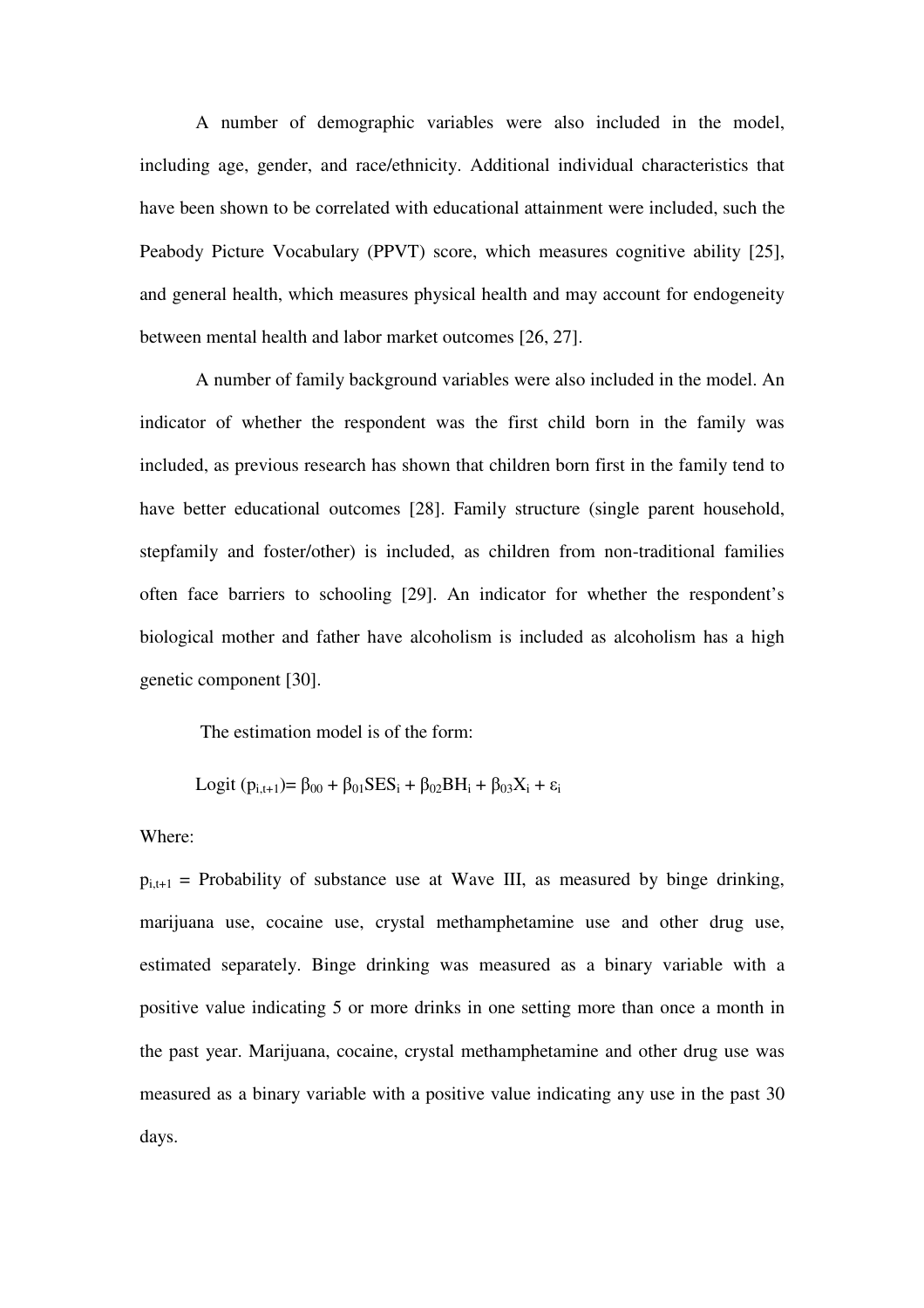A number of demographic variables were also included in the model, including age, gender, and race/ethnicity. Additional individual characteristics that have been shown to be correlated with educational attainment were included, such the Peabody Picture Vocabulary (PPVT) score, which measures cognitive ability [25], and general health, which measures physical health and may account for endogeneity between mental health and labor market outcomes [26, 27].

A number of family background variables were also included in the model. An indicator of whether the respondent was the first child born in the family was included, as previous research has shown that children born first in the family tend to have better educational outcomes [28]. Family structure (single parent household, stepfamily and foster/other) is included, as children from non-traditional families often face barriers to schooling [29]. An indicator for whether the respondent's biological mother and father have alcoholism is included as alcoholism has a high genetic component [30].

The estimation model is of the form:

$$\text{Logit}(p_{i,t+1}) = \beta_{00} + \beta_{01}SES_i + \beta_{02}BH_i + \beta_{03}X_i + \varepsilon_i$$

Where:

$p_{i,t+1}$ = Probability of substance use at Wave III, as measured by binge drinking, marijuana use, cocaine use, crystal methamphetamine use and other drug use, estimated separately. Binge drinking was measured as a binary variable with a positive value indicating 5 or more drinks in one setting more than once a month in the past year. Marijuana, cocaine, crystal methamphetamine and other drug use was measured as a binary variable with a positive value indicating any use in the past 30 days.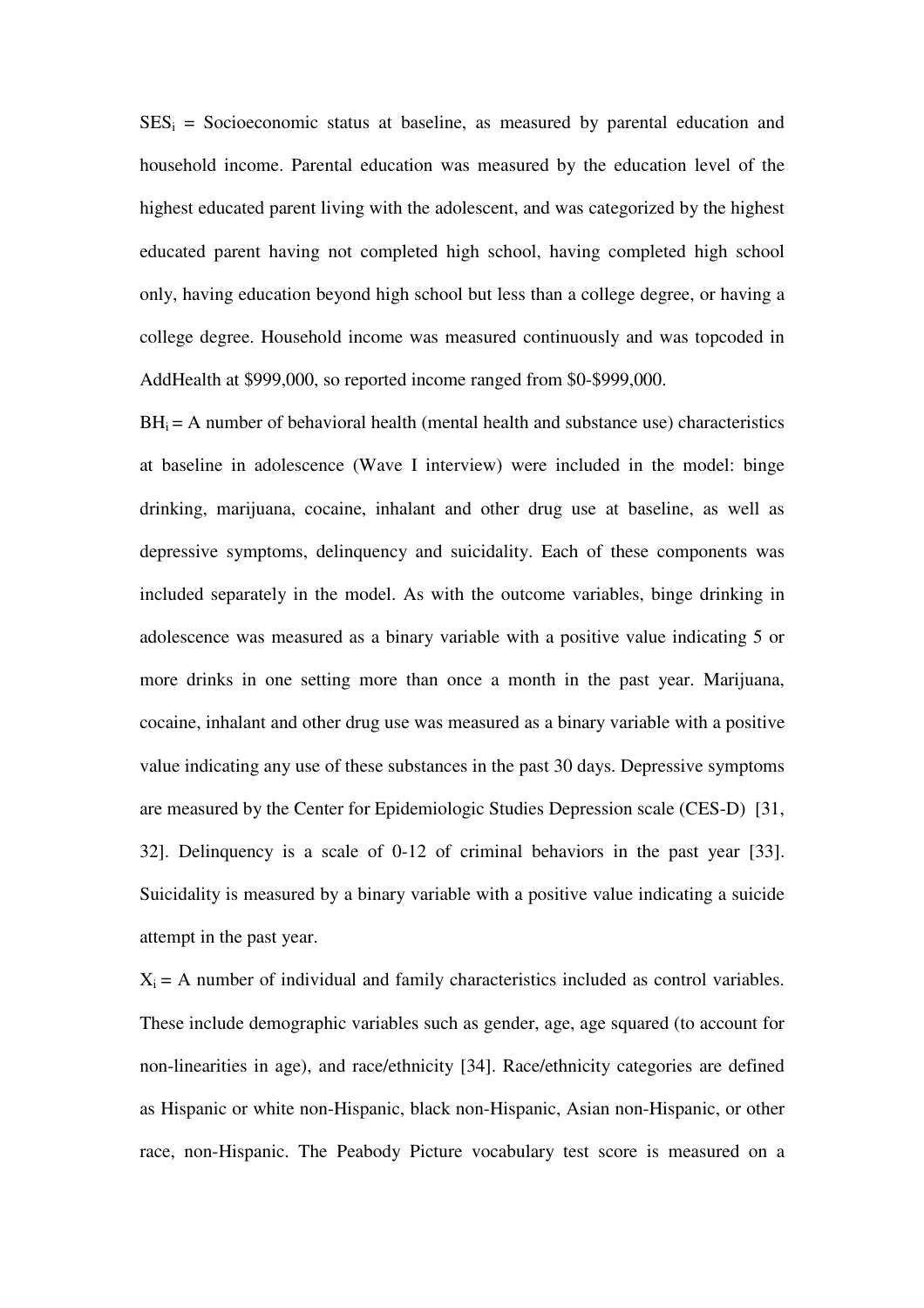$SES_i$ = Socioeconomic status at baseline, as measured by parental education and household income. Parental education was measured by the education level of the highest educated parent living with the adolescent, and was categorized by the highest educated parent having not completed high school, having completed high school only, having education beyond high school but less than a college degree, or having a college degree. Household income was measured continuously and was topcoded in AddHealth at $999,000, so reported income ranged from $0-$999,000.

$BH_i$ = A number of behavioral health (mental health and substance use) characteristics at baseline in adolescence (Wave I interview) were included in the model: binge drinking, marijuana, cocaine, inhalant and other drug use at baseline, as well as depressive symptoms, delinquency and suicidality. Each of these components was included separately in the model. As with the outcome variables, binge drinking in adolescence was measured as a binary variable with a positive value indicating 5 or more drinks in one setting more than once a month in the past year. Marijuana, cocaine, inhalant and other drug use was measured as a binary variable with a positive value indicating any use of these substances in the past 30 days. Depressive symptoms are measured by the Center for Epidemiologic Studies Depression scale (CES-D) [31, 32]. Delinquency is a scale of 0-12 of criminal behaviors in the past year [33]. Suicidality is measured by a binary variable with a positive value indicating a suicide attempt in the past year.

$X_i$ = A number of individual and family characteristics included as control variables. These include demographic variables such as gender, age, age squared (to account for non-linearities in age), and race/ethnicity [34]. Race/ethnicity categories are defined as Hispanic or white non-Hispanic, black non-Hispanic, Asian non-Hispanic, or other race, non-Hispanic. The Peabody Picture vocabulary test score is measured on a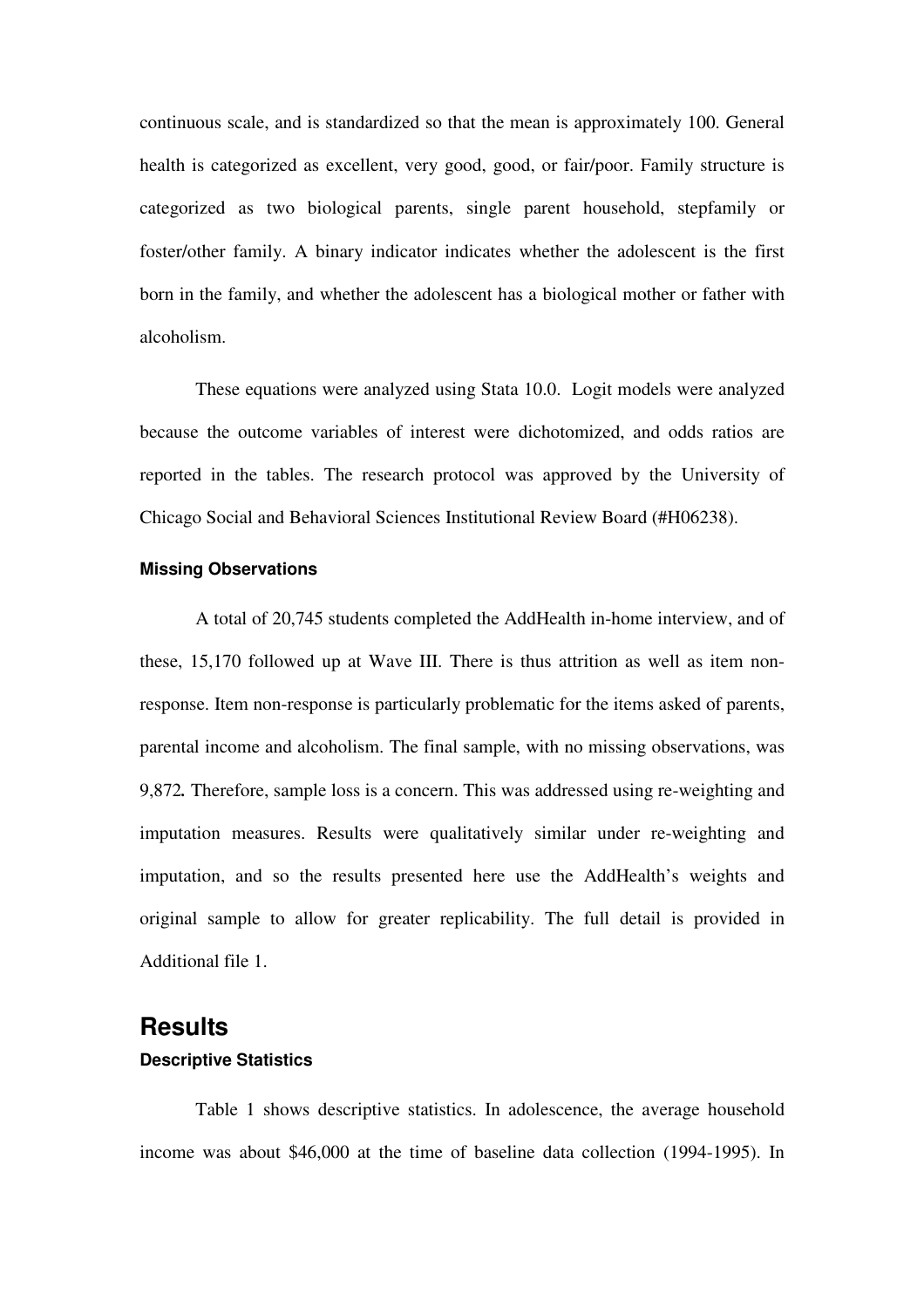continuous scale, and is standardized so that the mean is approximately 100. General health is categorized as excellent, very good, good, or fair/poor. Family structure is categorized as two biological parents, single parent household, stepfamily or foster/other family. A binary indicator indicates whether the adolescent is the first born in the family, and whether the adolescent has a biological mother or father with alcoholism.

These equations were analyzed using Stata 10.0. Logit models were analyzed because the outcome variables of interest were dichotomized, and odds ratios are reported in the tables. The research protocol was approved by the University of Chicago Social and Behavioral Sciences Institutional Review Board (#H06238).

### Missing Observations

A total of 20,745 students completed the AddHealth in-home interview, and of these, 15,170 followed up at Wave III. There is thus attrition as well as item non-response. Item non-response is particularly problematic for the items asked of parents, parental income and alcoholism. The final sample, with no missing observations, was 9,872**.** Therefore, sample loss is a concern. This was addressed using re-weighting and imputation measures. Results were qualitatively similar under re-weighting and imputation, and so the results presented here use the AddHealth's weights and original sample to allow for greater replicability. The full detail is provided in Additional file 1.

## Results

### Descriptive Statistics

Table 1 shows descriptive statistics. In adolescence, the average household income was about $46,000 at the time of baseline data collection (1994-1995). In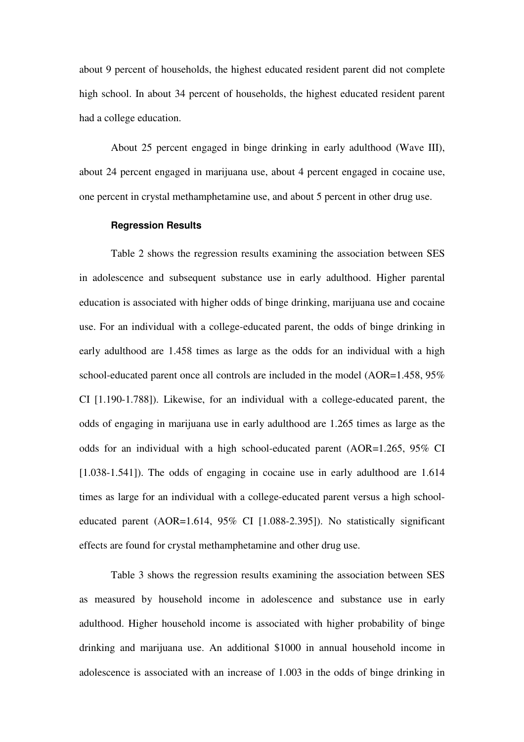about 9 percent of households, the highest educated resident parent did not complete high school. In about 34 percent of households, the highest educated resident parent had a college education.

About 25 percent engaged in binge drinking in early adulthood (Wave III), about 24 percent engaged in marijuana use, about 4 percent engaged in cocaine use, one percent in crystal methamphetamine use, and about 5 percent in other drug use.

### Regression Results

Table 2 shows the regression results examining the association between SES in adolescence and subsequent substance use in early adulthood. Higher parental education is associated with higher odds of binge drinking, marijuana use and cocaine use. For an individual with a college-educated parent, the odds of binge drinking in early adulthood are 1.458 times as large as the odds for an individual with a high school-educated parent once all controls are included in the model (AOR=1.458, 95% CI [1.190-1.788]). Likewise, for an individual with a college-educated parent, the odds of engaging in marijuana use in early adulthood are 1.265 times as large as the odds for an individual with a high school-educated parent (AOR=1.265, 95% CI [1.038-1.541]). The odds of engaging in cocaine use in early adulthood are 1.614 times as large for an individual with a college-educated parent versus a high school-educated parent (AOR=1.614, 95% CI [1.088-2.395]). No statistically significant effects are found for crystal methamphetamine and other drug use.

Table 3 shows the regression results examining the association between SES as measured by household income in adolescence and substance use in early adulthood. Higher household income is associated with higher probability of binge drinking and marijuana use. An additional $1000 in annual household income in adolescence is associated with an increase of 1.003 in the odds of binge drinking in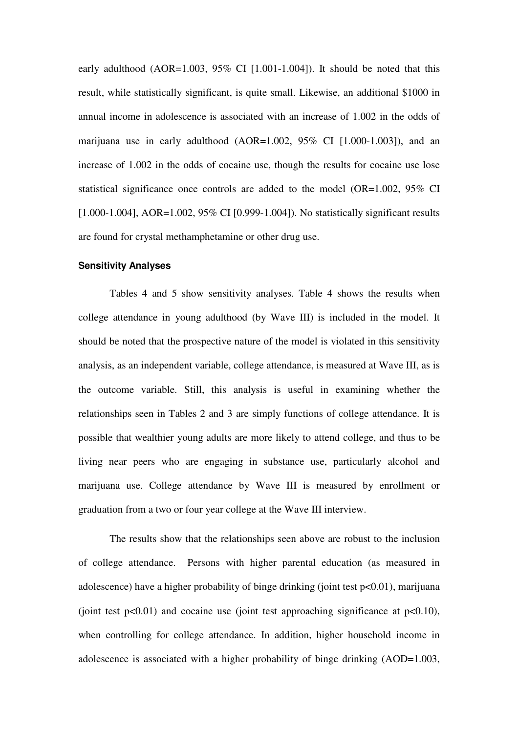early adulthood (AOR=1.003, 95% CI [1.001-1.004]). It should be noted that this result, while statistically significant, is quite small. Likewise, an additional \$1000 in annual income in adolescence is associated with an increase of 1.002 in the odds of marijuana use in early adulthood (AOR=1.002, 95% CI [1.000-1.003]), and an increase of 1.002 in the odds of cocaine use, though the results for cocaine use lose statistical significance once controls are added to the model (OR=1.002, 95% CI [1.000-1.004], AOR=1.002, 95% CI [0.999-1.004]). No statistically significant results are found for crystal methamphetamine or other drug use.

### Sensitivity Analyses

Tables 4 and 5 show sensitivity analyses. Table 4 shows the results when college attendance in young adulthood (by Wave III) is included in the model. It should be noted that the prospective nature of the model is violated in this sensitivity analysis, as an independent variable, college attendance, is measured at Wave III, as is the outcome variable. Still, this analysis is useful in examining whether the relationships seen in Tables 2 and 3 are simply functions of college attendance. It is possible that wealthier young adults are more likely to attend college, and thus to be living near peers who are engaging in substance use, particularly alcohol and marijuana use. College attendance by Wave III is measured by enrollment or graduation from a two or four year college at the Wave III interview.

The results show that the relationships seen above are robust to the inclusion of college attendance. Persons with higher parental education (as measured in adolescence) have a higher probability of binge drinking (joint test $p<0.01$), marijuana (joint test $p<0.01$) and cocaine use (joint test approaching significance at $p<0.10$), when controlling for college attendance. In addition, higher household income in adolescence is associated with a higher probability of binge drinking (AOD=1.003,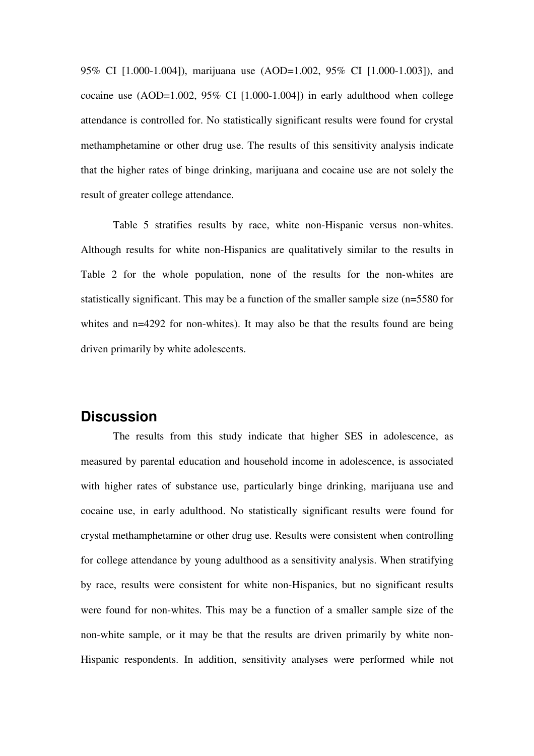95% CI [1.000-1.004]), marijuana use (AOD=1.002, 95% CI [1.000-1.003]), and cocaine use (AOD=1.002, 95% CI [1.000-1.004]) in early adulthood when college attendance is controlled for. No statistically significant results were found for crystal methamphetamine or other drug use. The results of this sensitivity analysis indicate that the higher rates of binge drinking, marijuana and cocaine use are not solely the result of greater college attendance.

Table 5 stratifies results by race, white non-Hispanic versus non-whites. Although results for white non-Hispanics are qualitatively similar to the results in Table 2 for the whole population, none of the results for the non-whites are statistically significant. This may be a function of the smaller sample size (n=5580 for whites and n=4292 for non-whites). It may also be that the results found are being driven primarily by white adolescents.

## Discussion

The results from this study indicate that higher SES in adolescence, as measured by parental education and household income in adolescence, is associated with higher rates of substance use, particularly binge drinking, marijuana use and cocaine use, in early adulthood. No statistically significant results were found for crystal methamphetamine or other drug use. Results were consistent when controlling for college attendance by young adulthood as a sensitivity analysis. When stratifying by race, results were consistent for white non-Hispanics, but no significant results were found for non-whites. This may be a function of a smaller sample size of the non-white sample, or it may be that the results are driven primarily by white non-Hispanic respondents. In addition, sensitivity analyses were performed while not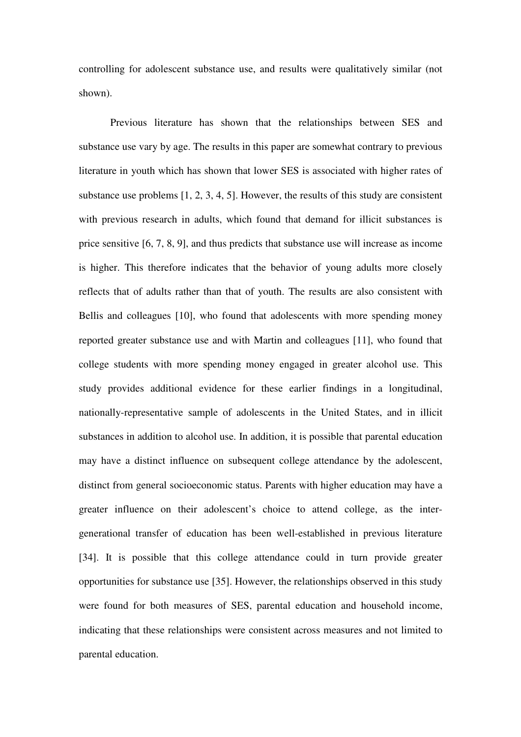controlling for adolescent substance use, and results were qualitatively similar (not shown).

Previous literature has shown that the relationships between SES and substance use vary by age. The results in this paper are somewhat contrary to previous literature in youth which has shown that lower SES is associated with higher rates of substance use problems [1, 2, 3, 4, 5]. However, the results of this study are consistent with previous research in adults, which found that demand for illicit substances is price sensitive [6, 7, 8, 9], and thus predicts that substance use will increase as income is higher. This therefore indicates that the behavior of young adults more closely reflects that of adults rather than that of youth. The results are also consistent with Bellis and colleagues [10], who found that adolescents with more spending money reported greater substance use and with Martin and colleagues [11], who found that college students with more spending money engaged in greater alcohol use. This study provides additional evidence for these earlier findings in a longitudinal, nationally-representative sample of adolescents in the United States, and in illicit substances in addition to alcohol use. In addition, it is possible that parental education may have a distinct influence on subsequent college attendance by the adolescent, distinct from general socioeconomic status. Parents with higher education may have a greater influence on their adolescent's choice to attend college, as the inter-generational transfer of education has been well-established in previous literature [34]. It is possible that this college attendance could in turn provide greater opportunities for substance use [35]. However, the relationships observed in this study were found for both measures of SES, parental education and household income, indicating that these relationships were consistent across measures and not limited to parental education.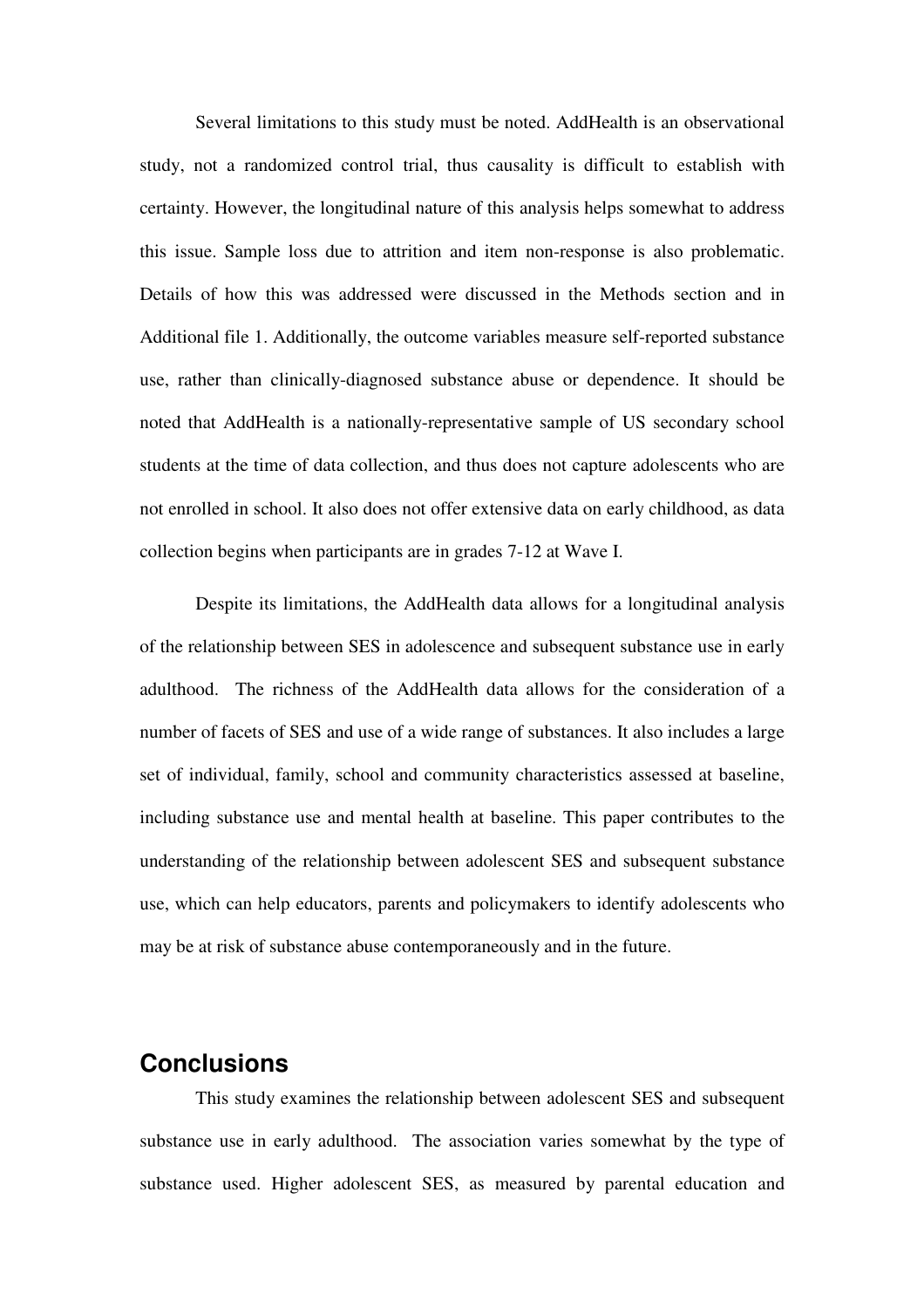Several limitations to this study must be noted. AddHealth is an observational study, not a randomized control trial, thus causality is difficult to establish with certainty. However, the longitudinal nature of this analysis helps somewhat to address this issue. Sample loss due to attrition and item non-response is also problematic. Details of how this was addressed were discussed in the Methods section and in Additional file 1. Additionally, the outcome variables measure self-reported substance use, rather than clinically-diagnosed substance abuse or dependence. It should be noted that AddHealth is a nationally-representative sample of US secondary school students at the time of data collection, and thus does not capture adolescents who are not enrolled in school. It also does not offer extensive data on early childhood, as data collection begins when participants are in grades 7-12 at Wave I.

Despite its limitations, the AddHealth data allows for a longitudinal analysis of the relationship between SES in adolescence and subsequent substance use in early adulthood. The richness of the AddHealth data allows for the consideration of a number of facets of SES and use of a wide range of substances. It also includes a large set of individual, family, school and community characteristics assessed at baseline, including substance use and mental health at baseline. This paper contributes to the understanding of the relationship between adolescent SES and subsequent substance use, which can help educators, parents and policymakers to identify adolescents who may be at risk of substance abuse contemporaneously and in the future.

## Conclusions

This study examines the relationship between adolescent SES and subsequent substance use in early adulthood. The association varies somewhat by the type of substance used. Higher adolescent SES, as measured by parental education and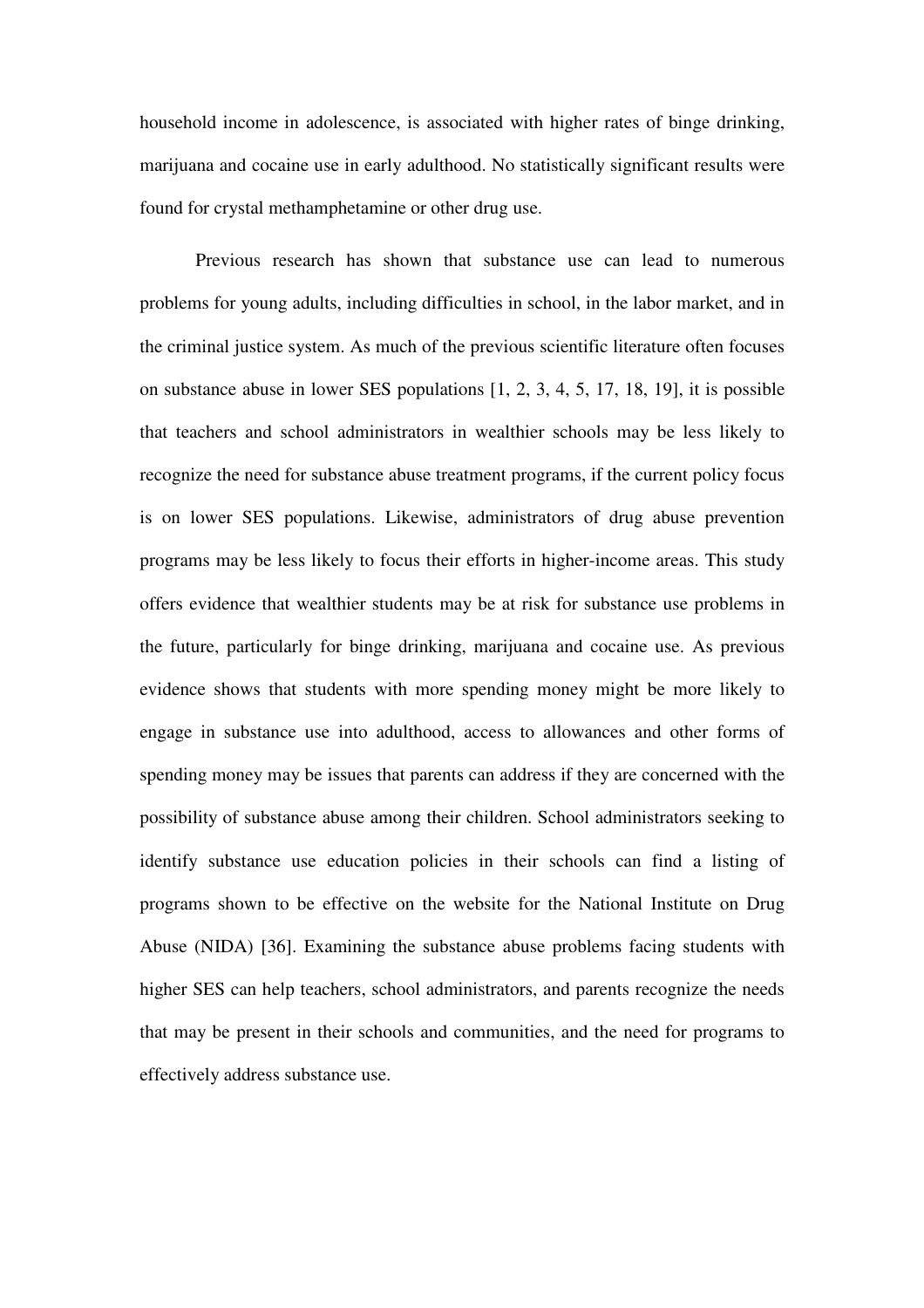household income in adolescence, is associated with higher rates of binge drinking, marijuana and cocaine use in early adulthood. No statistically significant results were found for crystal methamphetamine or other drug use.

Previous research has shown that substance use can lead to numerous problems for young adults, including difficulties in school, in the labor market, and in the criminal justice system. As much of the previous scientific literature often focuses on substance abuse in lower SES populations [1, 2, 3, 4, 5, 17, 18, 19], it is possible that teachers and school administrators in wealthier schools may be less likely to recognize the need for substance abuse treatment programs, if the current policy focus is on lower SES populations. Likewise, administrators of drug abuse prevention programs may be less likely to focus their efforts in higher-income areas. This study offers evidence that wealthier students may be at risk for substance use problems in the future, particularly for binge drinking, marijuana and cocaine use. As previous evidence shows that students with more spending money might be more likely to engage in substance use into adulthood, access to allowances and other forms of spending money may be issues that parents can address if they are concerned with the possibility of substance abuse among their children. School administrators seeking to identify substance use education policies in their schools can find a listing of programs shown to be effective on the website for the National Institute on Drug Abuse (NIDA) [36]. Examining the substance abuse problems facing students with higher SES can help teachers, school administrators, and parents recognize the needs that may be present in their schools and communities, and the need for programs to effectively address substance use.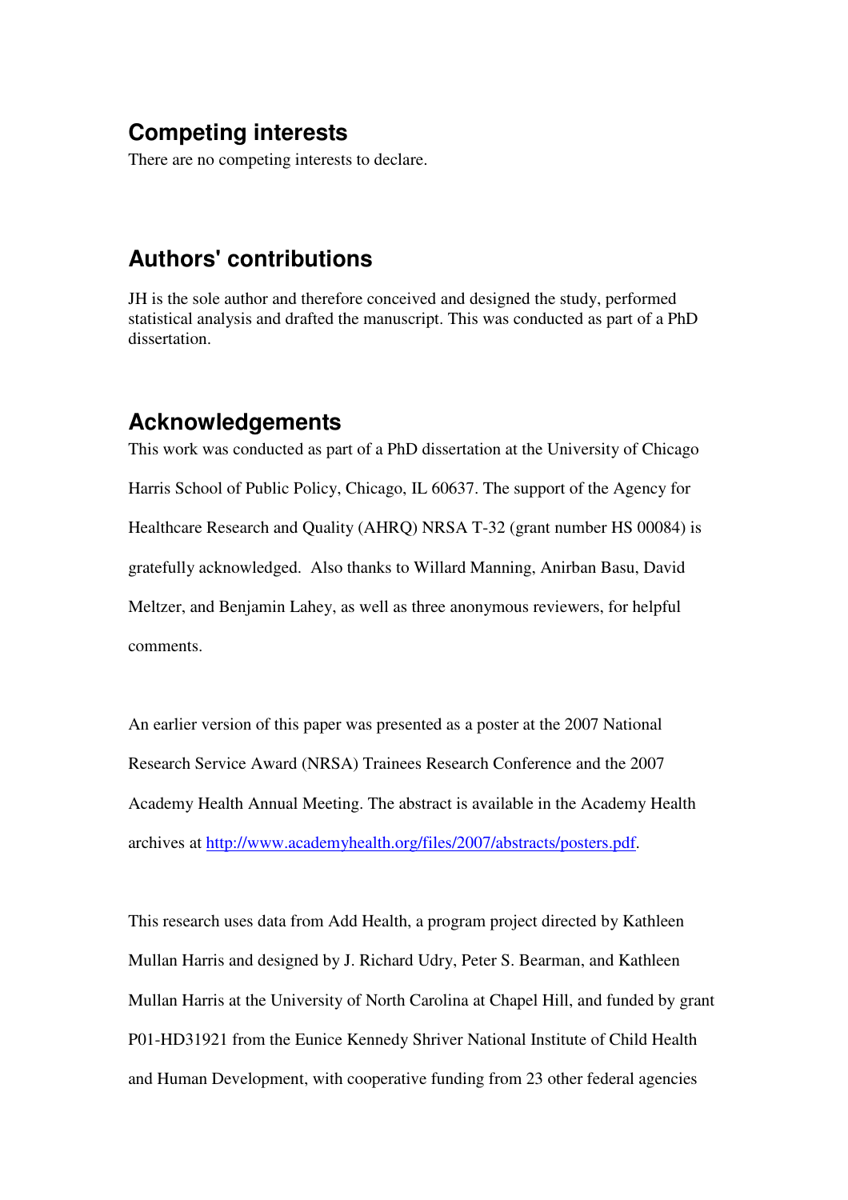## Competing interests

There are no competing interests to declare.

## Authors' contributions

JH is the sole author and therefore conceived and designed the study, performed statistical analysis and drafted the manuscript. This was conducted as part of a PhD dissertation.

## Acknowledgements

This work was conducted as part of a PhD dissertation at the University of Chicago Harris School of Public Policy, Chicago, IL 60637. The support of the Agency for Healthcare Research and Quality (AHRQ) NRSA T-32 (grant number HS 00084) is gratefully acknowledged. Also thanks to Willard Manning, Anirban Basu, David Meltzer, and Benjamin Lahey, as well as three anonymous reviewers, for helpful comments.

An earlier version of this paper was presented as a poster at the 2007 National Research Service Award (NRSA) Trainees Research Conference and the 2007 Academy Health Annual Meeting. The abstract is available in the Academy Health archives at http://www.academyhealth.org/files/2007/abstracts/posters.pdf.

This research uses data from Add Health, a program project directed by Kathleen Mullan Harris and designed by J. Richard Udry, Peter S. Bearman, and Kathleen Mullan Harris at the University of North Carolina at Chapel Hill, and funded by grant P01-HD31921 from the Eunice Kennedy Shriver National Institute of Child Health and Human Development, with cooperative funding from 23 other federal agencies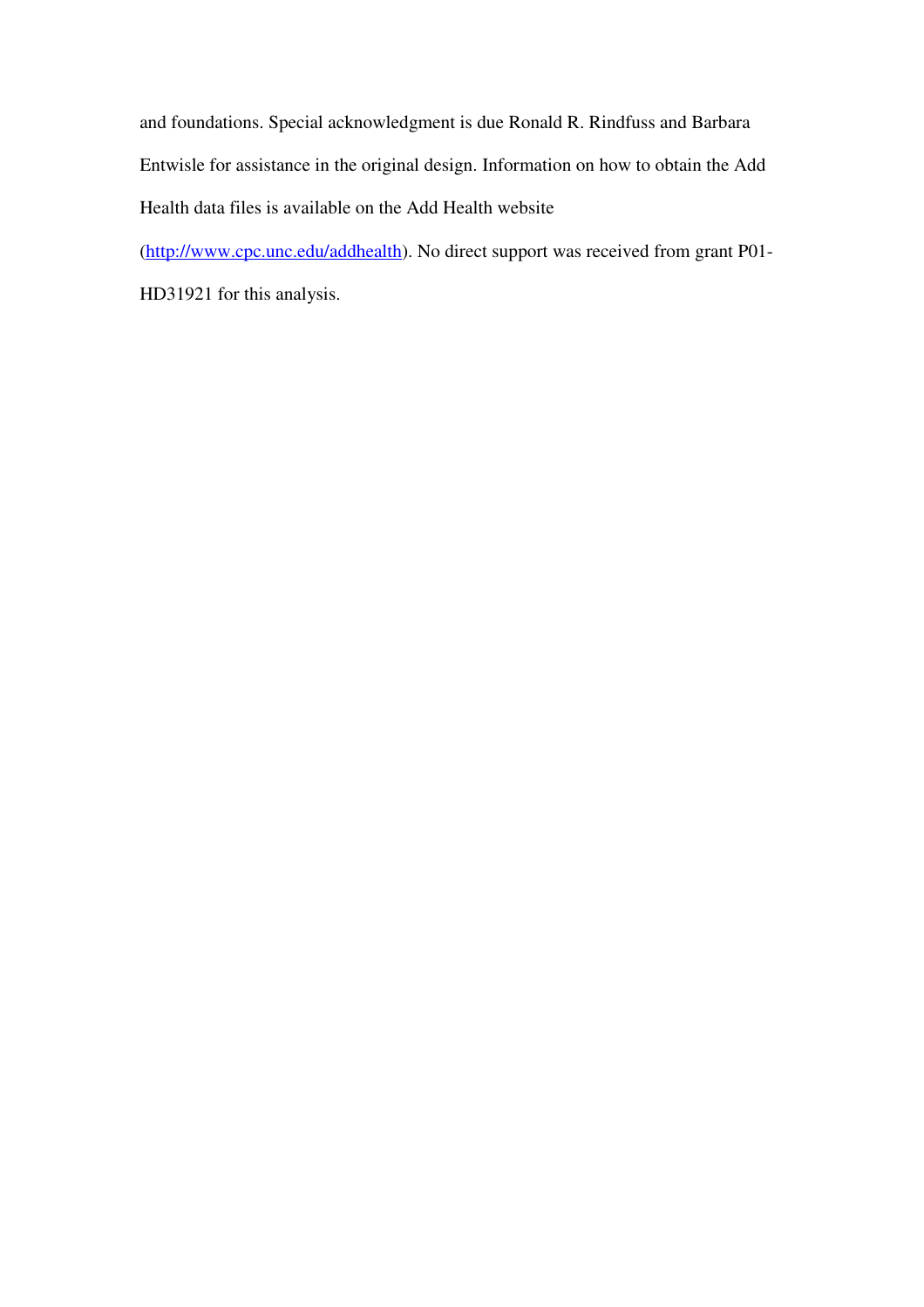and foundations. Special acknowledgment is due Ronald R. Rindfuss and Barbara Entwisle for assistance in the original design. Information on how to obtain the Add Health data files is available on the Add Health website (http://www.cpc.unc.edu/addhealth). No direct support was received from grant P01-HD31921 for this analysis.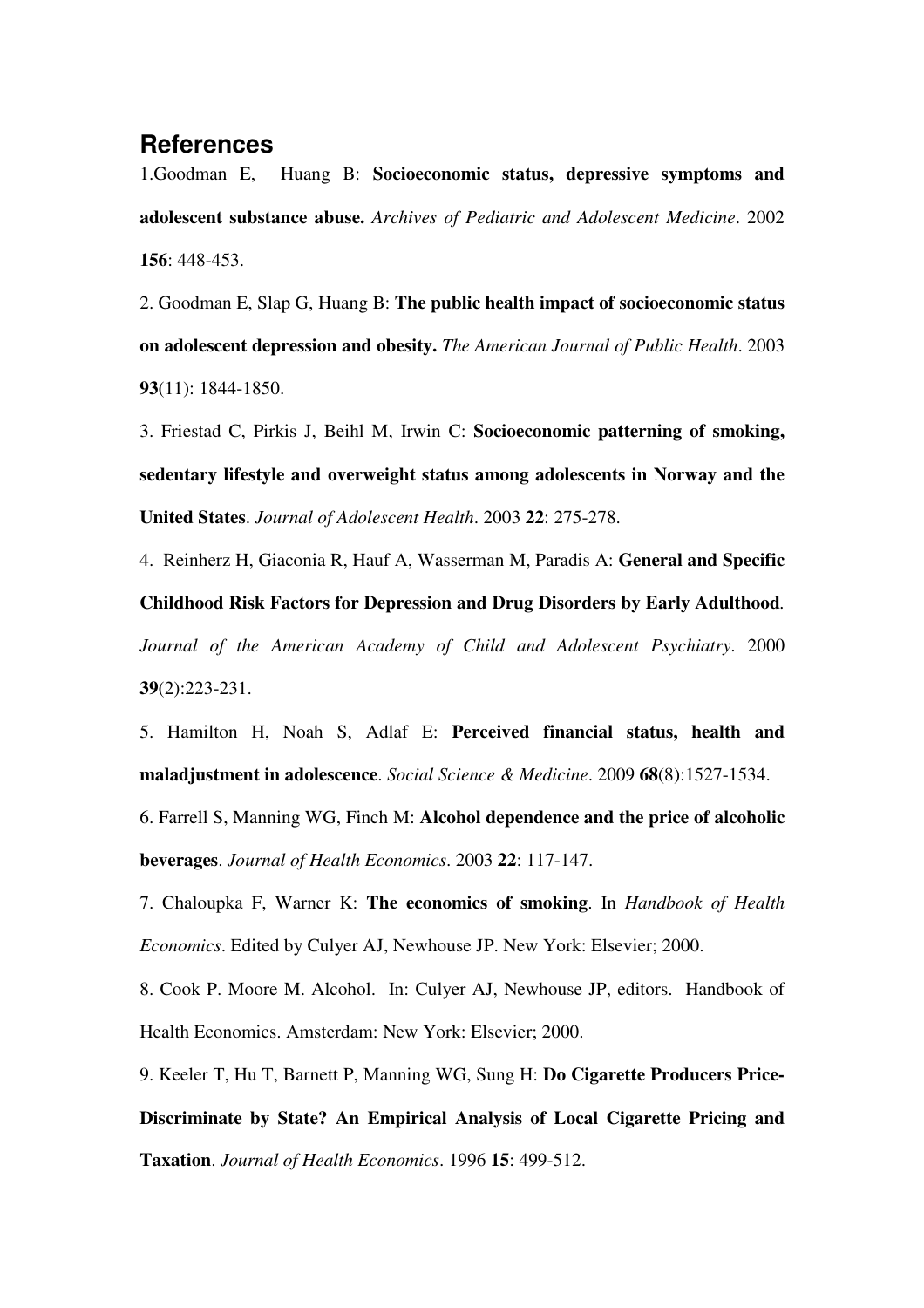## References

1.Goodman E, Huang B: **Socioeconomic status, depressive symptoms and adolescent substance abuse.** *Archives of Pediatric and Adolescent Medicine*. 2002 **156**: 448-453.

2. Goodman E, Slap G, Huang B: **The public health impact of socioeconomic status on adolescent depression and obesity.** *The American Journal of Public Health*. 2003 **93**(11): 1844-1850.

3. Friestad C, Pirkis J, Beihl M, Irwin C: **Socioeconomic patterning of smoking, sedentary lifestyle and overweight status among adolescents in Norway and the United States**. *Journal of Adolescent Health*. 2003 **22**: 275-278.

4. Reinherz H, Giaconia R, Hauf A, Wasserman M, Paradis A: **General and Specific Childhood Risk Factors for Depression and Drug Disorders by Early Adulthood**. *Journal of the American Academy of Child and Adolescent Psychiatry*. 2000 **39**(2):223-231.

5. Hamilton H, Noah S, Adlaf E: **Perceived financial status, health and maladjustment in adolescence**. *Social Science & Medicine*. 2009 **68**(8):1527-1534.

6. Farrell S, Manning WG, Finch M: **Alcohol dependence and the price of alcoholic beverages**. *Journal of Health Economics*. 2003 **22**: 117-147.

7. Chaloupka F, Warner K: **The economics of smoking**. In *Handbook of Health Economics*. Edited by Culyer AJ, Newhouse JP. New York: Elsevier; 2000.

8. Cook P. Moore M. Alcohol. In: Culyer AJ, Newhouse JP, editors. Handbook of Health Economics. Amsterdam: New York: Elsevier; 2000.

9. Keeler T, Hu T, Barnett P, Manning WG, Sung H: **Do Cigarette Producers Price-Discriminate by State? An Empirical Analysis of Local Cigarette Pricing and Taxation**. *Journal of Health Economics*. 1996 **15**: 499-512.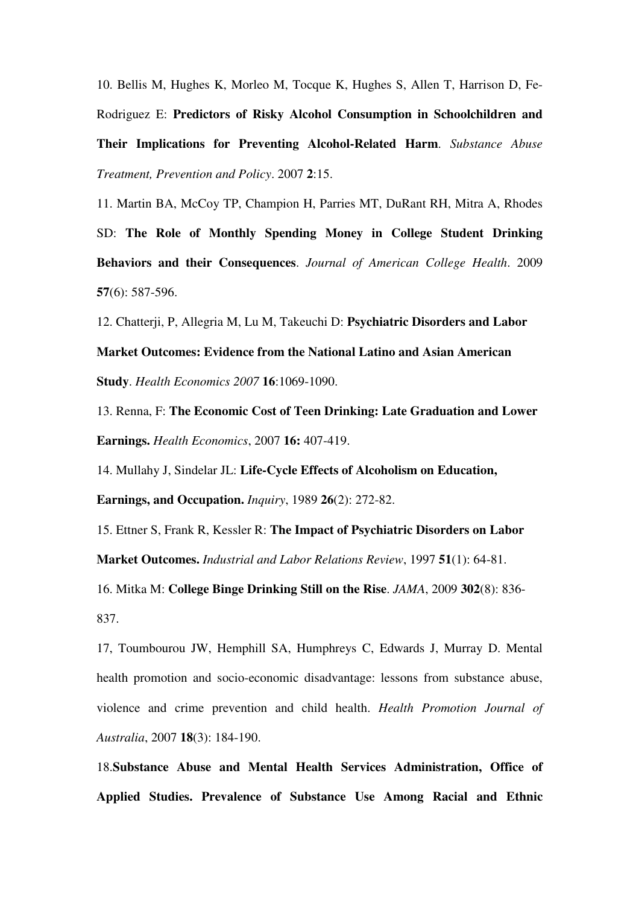10. Bellis M, Hughes K, Morleo M, Tocque K, Hughes S, Allen T, Harrison D, Fe-Rodriguez E: **Predictors of Risky Alcohol Consumption in Schoolchildren and Their Implications for Preventing Alcohol-Related Harm**. *Substance Abuse Treatment, Prevention and Policy*. 2007 **2**:15.

11. Martin BA, McCoy TP, Champion H, Parries MT, DuRant RH, Mitra A, Rhodes SD: **The Role of Monthly Spending Money in College Student Drinking Behaviors and their Consequences**. *Journal of American College Health*. 2009 **57**(6): 587-596.

12. Chatterji, P, Allegria M, Lu M, Takeuchi D: **Psychiatric Disorders and Labor Market Outcomes: Evidence from the National Latino and Asian American Study**. *Health Economics 2007* **16**:1069-1090.

13. Renna, F: **The Economic Cost of Teen Drinking: Late Graduation and Lower Earnings.** *Health Economics*, 2007 **16:** 407-419.

14. Mullahy J, Sindelar JL: **Life-Cycle Effects of Alcoholism on Education, Earnings, and Occupation.** *Inquiry*, 1989 **26**(2): 272-82.

15. Ettner S, Frank R, Kessler R: **The Impact of Psychiatric Disorders on Labor Market Outcomes.** *Industrial and Labor Relations Review*, 1997 **51**(1): 64-81.

16. Mitka M: **College Binge Drinking Still on the Rise**. *JAMA*, 2009 **302**(8): 836-837.

17, Toumbourou JW, Hemphill SA, Humphreys C, Edwards J, Murray D. Mental health promotion and socio-economic disadvantage: lessons from substance abuse, violence and crime prevention and child health. *Health Promotion Journal of Australia*, 2007 **18**(3): 184-190.

18.**Substance Abuse and Mental Health Services Administration, Office of Applied Studies. Prevalence of Substance Use Among Racial and Ethnic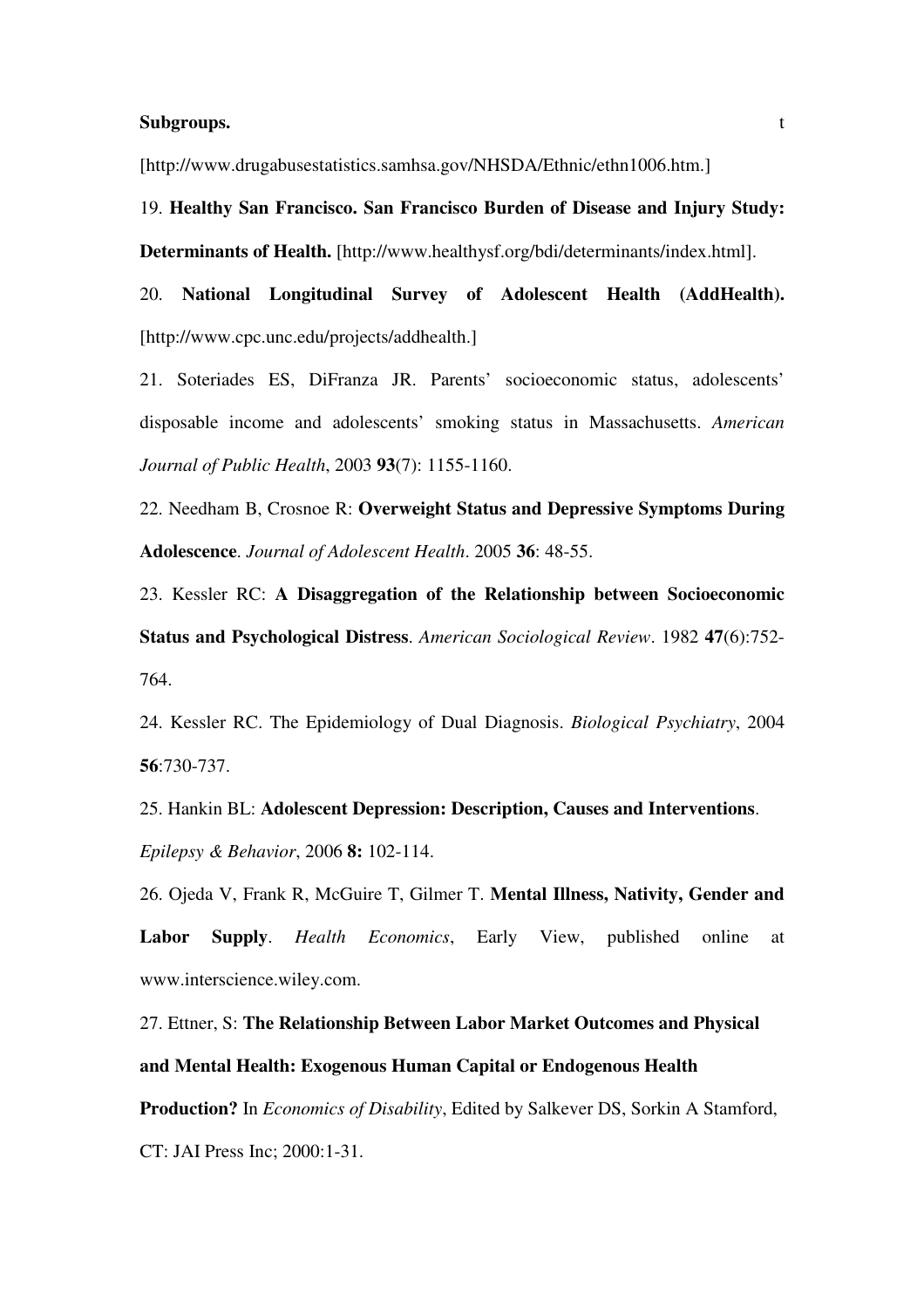**Subgroups.** t

[http://www.drugabusestatistics.samhsa.gov/NHSDA/Ethnic/ethn1006.htm.]

19. **Healthy San Francisco. San Francisco Burden of Disease and Injury Study: Determinants of Health.** [http://www.healthysf.org/bdi/determinants/index.html].

20. **National Longitudinal Survey of Adolescent Health (AddHealth).** [http://www.cpc.unc.edu/projects/addhealth.]

21. Soteriades ES, DiFranza JR. Parents' socioeconomic status, adolescents' disposable income and adolescents' smoking status in Massachusetts. *American Journal of Public Health*, 2003 **93**(7): 1155-1160.

22. Needham B, Crosnoe R: **Overweight Status and Depressive Symptoms During Adolescence**. *Journal of Adolescent Health*. 2005 **36**: 48-55.

23. Kessler RC: **A Disaggregation of the Relationship between Socioeconomic Status and Psychological Distress**. *American Sociological Review*. 1982 **47**(6):752-764.

24. Kessler RC. The Epidemiology of Dual Diagnosis. *Biological Psychiatry*, 2004 **56**:730-737.

25. Hankin BL: **Adolescent Depression: Description, Causes and Interventions**. *Epilepsy & Behavior*, 2006 **8:** 102-114.

26. Ojeda V, Frank R, McGuire T, Gilmer T. **Mental Illness, Nativity, Gender and Labor Supply**. *Health Economics*, Early View, published online at www.interscience.wiley.com.

27. Ettner, S: **The Relationship Between Labor Market Outcomes and Physical and Mental Health: Exogenous Human Capital or Endogenous Health Production?** In *Economics of Disability*, Edited by Salkever DS, Sorkin A Stamford, CT: JAI Press Inc; 2000:1-31.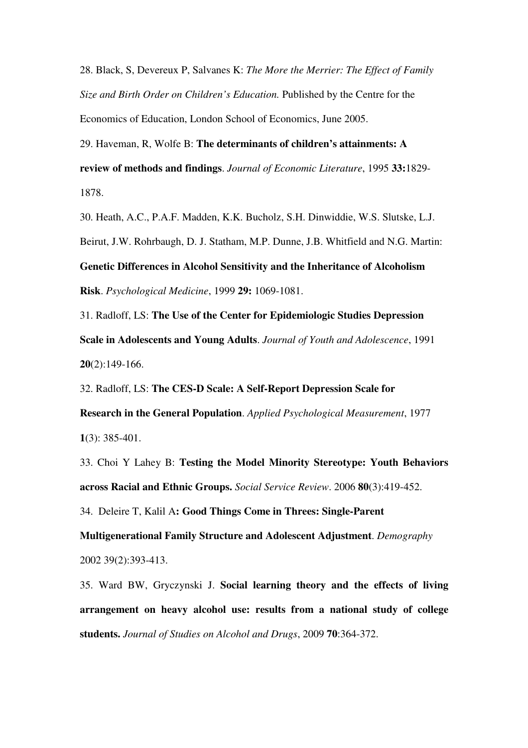28. Black, S, Devereux P, Salvanes K: *The More the Merrier: The Effect of Family Size and Birth Order on Children's Education.* Published by the Centre for the Economics of Education, London School of Economics, June 2005.

29. Haveman, R, Wolfe B: **The determinants of children's attainments: A review of methods and findings**. *Journal of Economic Literature*, 1995 **33:**1829-1878.

30. Heath, A.C., P.A.F. Madden, K.K. Bucholz, S.H. Dinwiddie, W.S. Slutske, L.J. Beirut, J.W. Rohrbaugh, D. J. Statham, M.P. Dunne, J.B. Whitfield and N.G. Martin: **Genetic Differences in Alcohol Sensitivity and the Inheritance of Alcoholism Risk**. *Psychological Medicine*, 1999 **29:** 1069-1081.

31. Radloff, LS: **The Use of the Center for Epidemiologic Studies Depression Scale in Adolescents and Young Adults**. *Journal of Youth and Adolescence*, 1991 **20**(2):149-166.

32. Radloff, LS: **The CES-D Scale: A Self-Report Depression Scale for Research in the General Population**. *Applied Psychological Measurement*, 1977 **1**(3): 385-401.

33. Choi Y Lahey B: **Testing the Model Minority Stereotype: Youth Behaviors across Racial and Ethnic Groups.** *Social Service Review*. 2006 **80**(3):419-452.

34. Deleire T, Kalil A**: Good Things Come in Threes: Single-Parent Multigenerational Family Structure and Adolescent Adjustment**. *Demography* 2002 39(2):393-413.

35. Ward BW, Gryczynski J. **Social learning theory and the effects of living arrangement on heavy alcohol use: results from a national study of college students.** *Journal of Studies on Alcohol and Drugs*, 2009 **70**:364-372.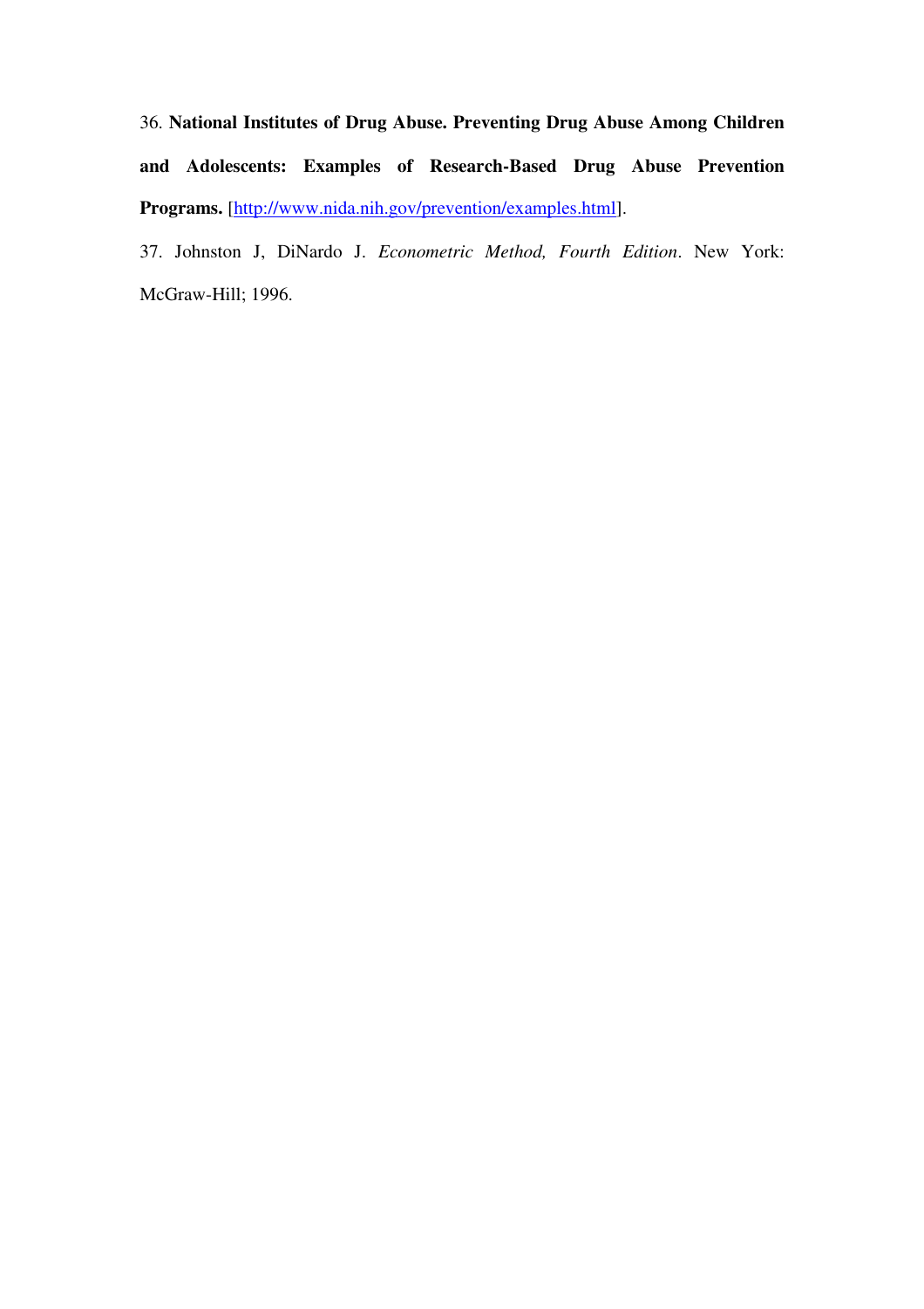36. **National Institutes of Drug Abuse. Preventing Drug Abuse Among Children and Adolescents: Examples of Research-Based Drug Abuse Prevention Programs.** [http://www.nida.nih.gov/prevention/examples.html].

37. Johnston J, DiNardo J. *Econometric Method, Fourth Edition*. New York: McGraw-Hill; 1996.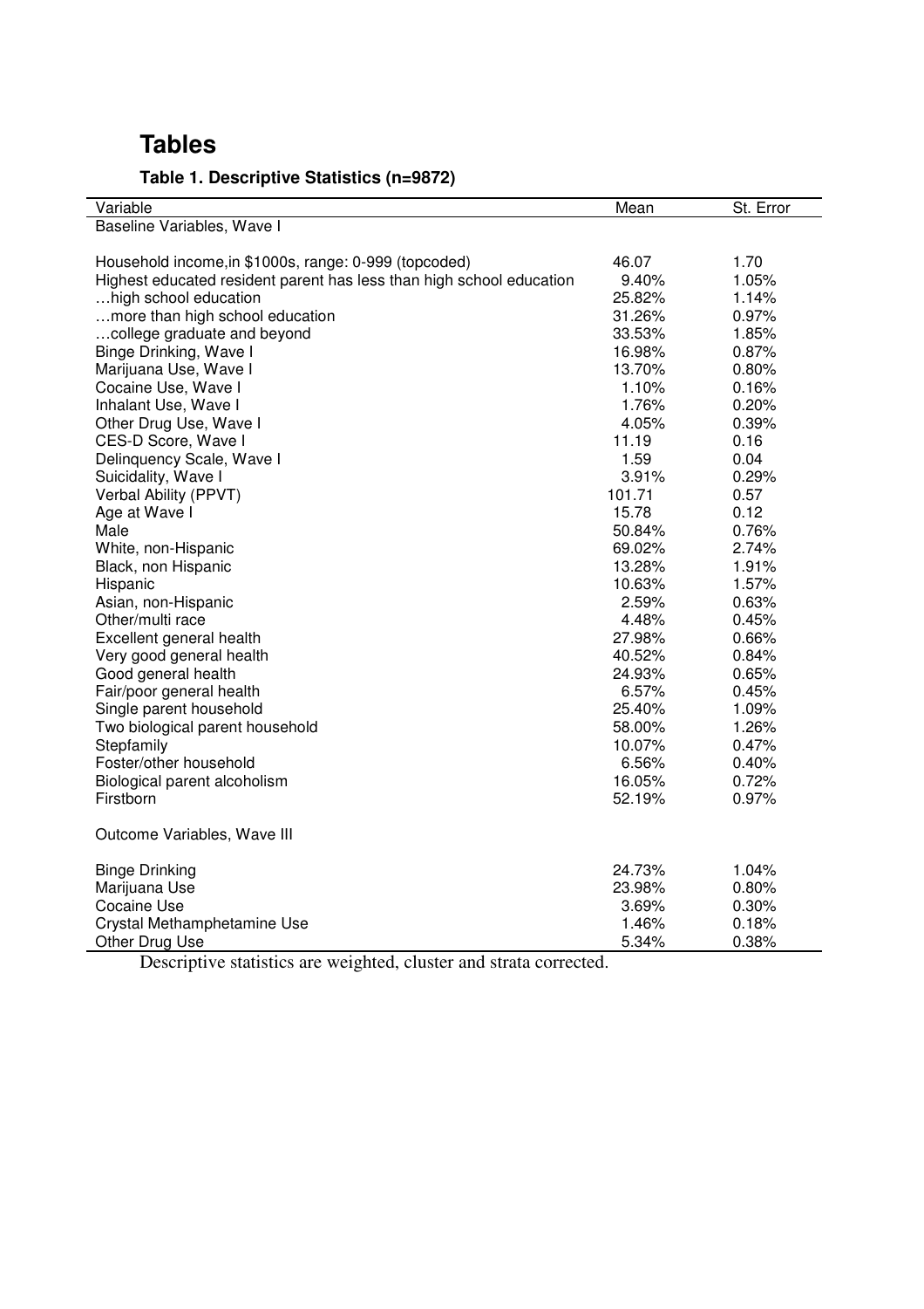# Tables

### Table 1. Descriptive Statistics (n=9872)

| Variable | Mean | St. Error |
|---|---|---|
| Baseline Variables, Wave I | | |
| Household income,in $1000s, range: 0-999 (topcoded) | 46.07 | 1.70 |
| Highest educated resident parent has less than high school education | 9.40% | 1.05% |
| …high school education | 25.82% | 1.14% |
| …more than high school education | 31.26% | 0.97% |
| …college graduate and beyond | 33.53% | 1.85% |
| Binge Drinking, Wave I | 16.98% | 0.87% |
| Marijuana Use, Wave I | 13.70% | 0.80% |
| Cocaine Use, Wave I | 1.10% | 0.16% |
| Inhalant Use, Wave I | 1.76% | 0.20% |
| Other Drug Use, Wave I | 4.05% | 0.39% |
| CES-D Score, Wave I | 11.19 | 0.16 |
| Delinquency Scale, Wave I | 1.59 | 0.04 |
| Suicidality, Wave I | 3.91% | 0.29% |
| Verbal Ability (PPVT) | 101.71 | 0.57 |
| Age at Wave I | 15.78 | 0.12 |
| Male | 50.84% | 0.76% |
| White, non-Hispanic | 69.02% | 2.74% |
| Black, non Hispanic | 13.28% | 1.91% |
| Hispanic | 10.63% | 1.57% |
| Asian, non-Hispanic | 2.59% | 0.63% |
| Other/multi race | 4.48% | 0.45% |
| Excellent general health | 27.98% | 0.66% |
| Very good general health | 40.52% | 0.84% |
| Good general health | 24.93% | 0.65% |
| Fair/poor general health | 6.57% | 0.45% |
| Single parent household | 25.40% | 1.09% |
| Two biological parent household | 58.00% | 1.26% |
| Stepfamily | 10.07% | 0.47% |
| Foster/other household | 6.56% | 0.40% |
| Biological parent alcoholism | 16.05% | 0.72% |
| Firstborn | 52.19% | 0.97% |
| Outcome Variables, Wave III | | |
| Binge Drinking | 24.73% | 1.04% |
| Marijuana Use | 23.98% | 0.80% |
| Cocaine Use | 3.69% | 0.30% |
| Crystal Methamphetamine Use | 1.46% | 0.18% |
| Other Drug Use | 5.34% | 0.38% |

Descriptive statistics are weighted, cluster and strata corrected.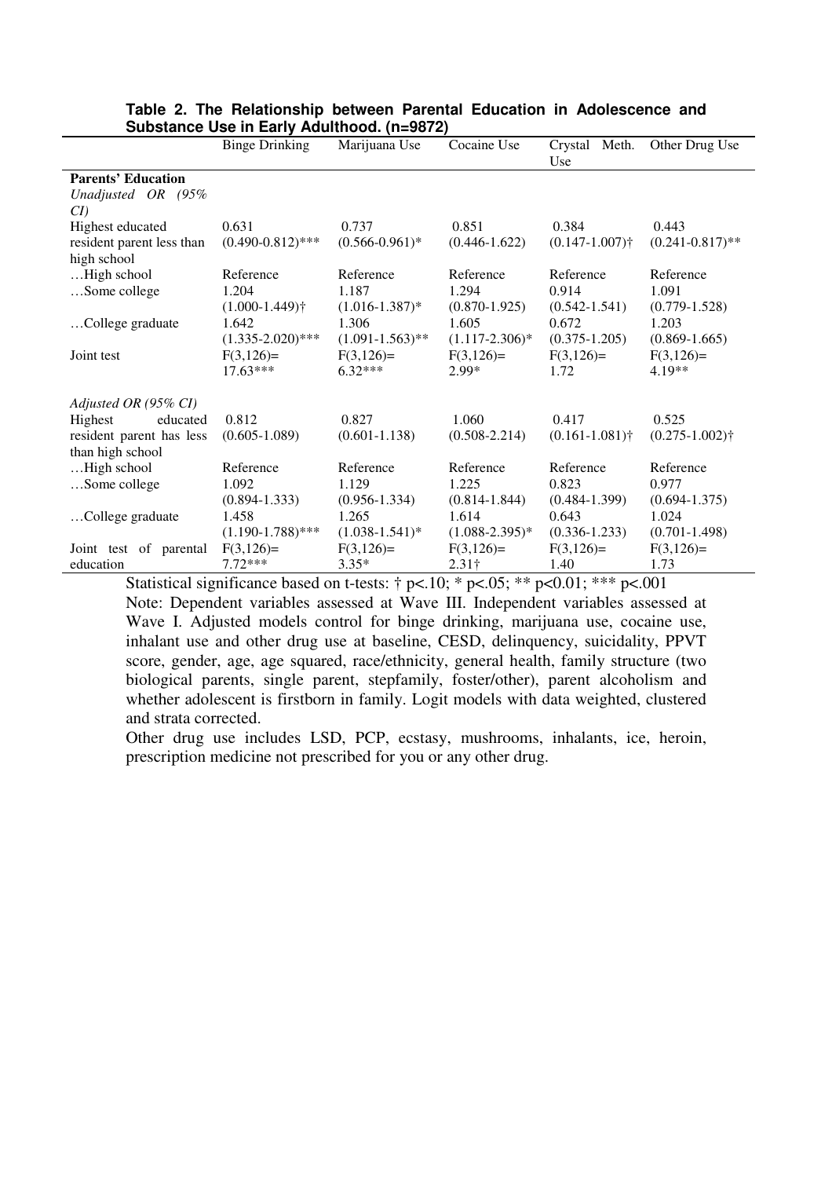**Table 2. The Relationship between Parental Education in Adolescence and Substance Use in Early Adulthood. (n=9872)**

| | Binge Drinking | Marijuana Use | Cocaine Use | Crystal Meth. Use | Other Drug Use |
|---|---|---|---|---|---|
| **Parents' Education** | | | | | |
| *Unadjusted OR (95% CI)* | | | | | |
| Highest educated resident parent less than high school | 0.631 (0.490-0.812)*** | 0.737 (0.566-0.961)* | 0.851 (0.446-1.622) | 0.384 (0.147-1.007)† | 0.443 (0.241-0.817)** |
| …High school | Reference | Reference | Reference | Reference | Reference |
| …Some college | 1.204 (1.000-1.449)† | 1.187 (1.016-1.387)* | 1.294 (0.870-1.925) | 0.914 (0.542-1.541) | 1.091 (0.779-1.528) |
| …College graduate | 1.642 (1.335-2.020)*** | 1.306 (1.091-1.563)** | 1.605 (1.117-2.306)* | 0.672 (0.375-1.205) | 1.203 (0.869-1.665) |
| Joint test | F(3,126)= 17.63*** | F(3,126)= 6.32*** | F(3,126)= 2.99* | F(3,126)= 1.72 | F(3,126)= 4.19** |
| *Adjusted OR (95% CI)* | | | | | |
| Highest educated resident parent has less than high school | 0.812 (0.605-1.089) | 0.827 (0.601-1.138) | 1.060 (0.508-2.214) | 0.417 (0.161-1.081)† | 0.525 (0.275-1.002)† |
| …High school | Reference | Reference | Reference | Reference | Reference |
| …Some college | 1.092 (0.894-1.333) | 1.129 (0.956-1.334) | 1.225 (0.814-1.844) | 0.823 (0.484-1.399) | 0.977 (0.694-1.375) |
| …College graduate | 1.458 (1.190-1.788)*** | 1.265 (1.038-1.541)* | 1.614 (1.088-2.395)* | 0.643 (0.336-1.233) | 1.024 (0.701-1.498) |
| Joint test of parental education | F(3,126)= 7.72*** | F(3,126)= 3.35* | F(3,126)= 2.31† | F(3,126)= 1.40 | F(3,126)= 1.73 |

Statistical significance based on t-tests: † p<.10; * p<.05; ** p<0.01; *** p<.001

Note: Dependent variables assessed at Wave III. Independent variables assessed at Wave I. Adjusted models control for binge drinking, marijuana use, cocaine use, inhalant use and other drug use at baseline, CESD, delinquency, suicidality, PPVT score, gender, age, age squared, race/ethnicity, general health, family structure (two biological parents, single parent, stepfamily, foster/other), parent alcoholism and whether adolescent is firstborn in family. Logit models with data weighted, clustered and strata corrected.

Other drug use includes LSD, PCP, ecstasy, mushrooms, inhalants, ice, heroin, prescription medicine not prescribed for you or any other drug.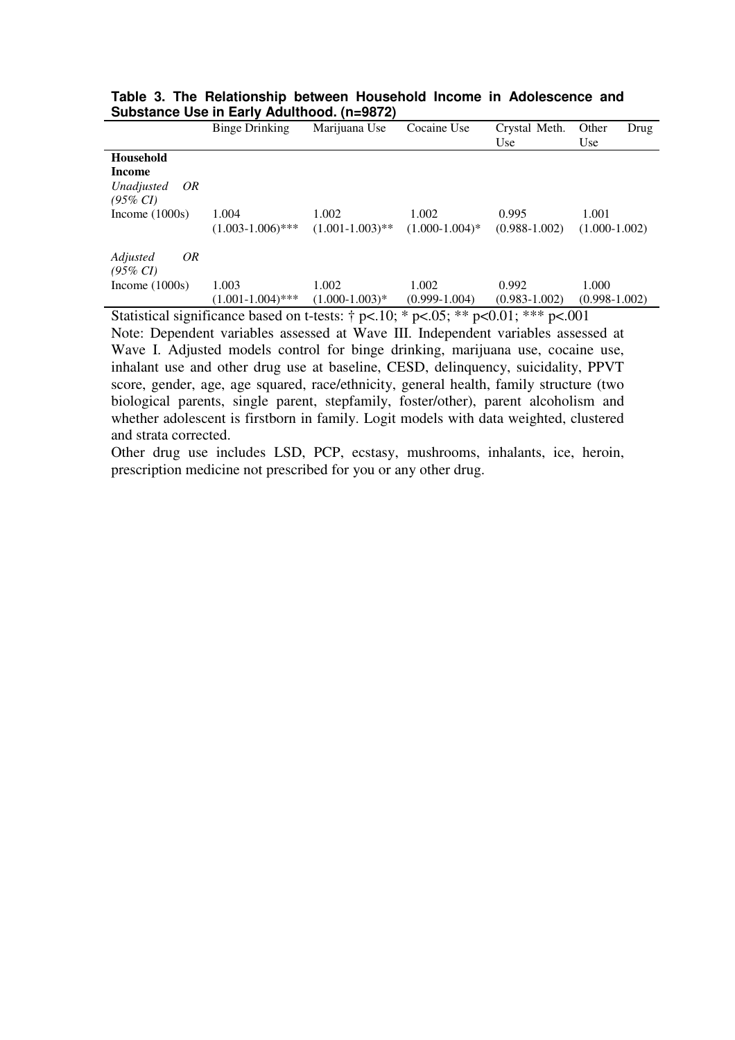**Table 3. The Relationship between Household Income in Adolescence and Substance Use in Early Adulthood. (n=9872)**

| | Binge Drinking | Marijuana Use | Cocaine Use | Crystal Meth. Use | Other Drug Use |
|---|---|---|---|---|---|
| **Household Income** | | | | | |
| *Unadjusted OR (95% CI)* | | | | | |
| Income (1000s) | 1.004 (1.003-1.006)*** | 1.002 (1.001-1.003)** | 1.002 (1.000-1.004)* | 0.995 (0.988-1.002) | 1.001 (1.000-1.002) |
| *Adjusted OR (95% CI)* | | | | | |
| Income (1000s) | 1.003 (1.001-1.004)*** | 1.002 (1.000-1.003)* | 1.002 (0.999-1.004) | 0.992 (0.983-1.002) | 1.000 (0.998-1.002) |

Statistical significance based on t-tests: † $p<.10$; * $p<.05$; ** $p<0.01$; *** $p<.001$

Note: Dependent variables assessed at Wave III. Independent variables assessed at Wave I. Adjusted models control for binge drinking, marijuana use, cocaine use, inhalant use and other drug use at baseline, CESD, delinquency, suicidality, PPVT score, gender, age, age squared, race/ethnicity, general health, family structure (two biological parents, single parent, stepfamily, foster/other), parent alcoholism and whether adolescent is firstborn in family. Logit models with data weighted, clustered and strata corrected.

Other drug use includes LSD, PCP, ecstasy, mushrooms, inhalants, ice, heroin, prescription medicine not prescribed for you or any other drug.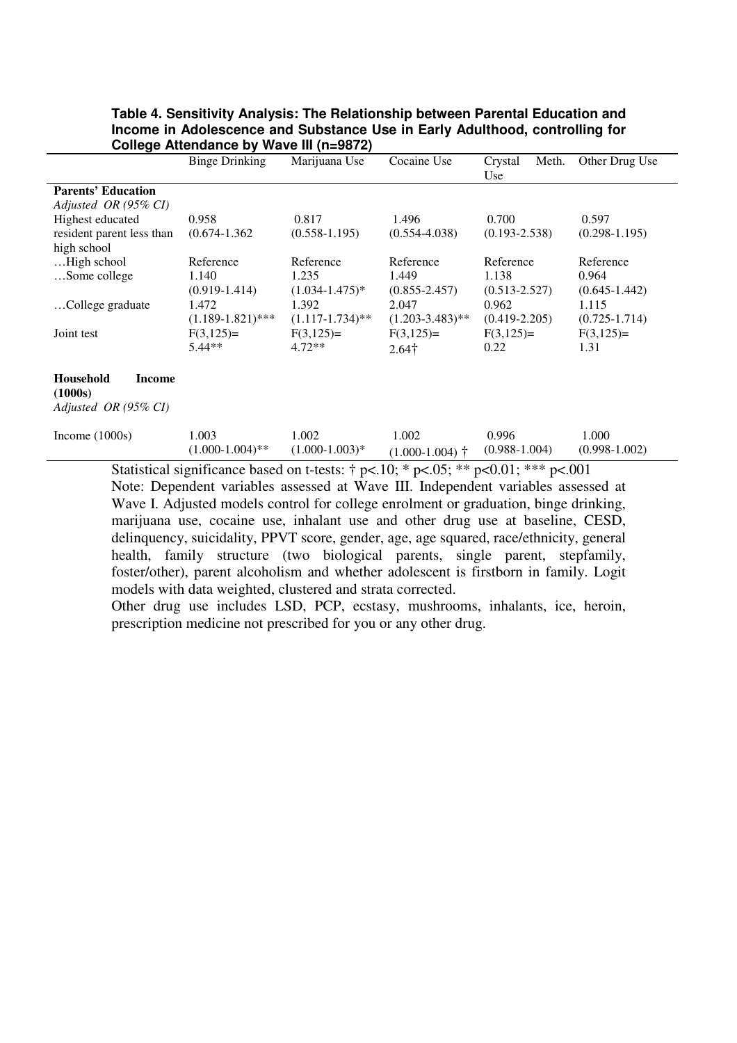**Table 4. Sensitivity Analysis: The Relationship between Parental Education and Income in Adolescence and Substance Use in Early Adulthood, controlling for College Attendance by Wave III (n=9872)**

| | Binge Drinking | Marijuana Use | Cocaine Use | Crystal Meth. Use | Other Drug Use |
|---|---|---|---|---|---|
| **Parents' Education** | | | | | |
| *Adjusted OR (95% CI)* | | | | | |
| Highest educated resident parent less than high school | 0.958 (0.674-1.362 | 0.817 (0.558-1.195) | 1.496 (0.554-4.038) | 0.700 (0.193-2.538) | 0.597 (0.298-1.195) |
| …High school | Reference | Reference | Reference | Reference | Reference |
| …Some college | 1.140 (0.919-1.414) | 1.235 (1.034-1.475)* | 1.449 (0.855-2.457) | 1.138 (0.513-2.527) | 0.964 (0.645-1.442) |
| …College graduate | 1.472 (1.189-1.821)*** | 1.392 (1.117-1.734)** | 2.047 (1.203-3.483)** | 0.962 (0.419-2.205) | 1.115 (0.725-1.714) |
| Joint test | $F(3,125)=$ 5.44** | $F(3,125)=$ 4.72** | $F(3,125)=$ 2.64† | $F(3,125)=$ 0.22 | $F(3,125)=$ 1.31 |
| **Household Income (1000s)** | | | | | |
| *Adjusted OR (95% CI)* | | | | | |
| Income (1000s) | 1.003 (1.000-1.004)** | 1.002 (1.000-1.003)* | 1.002 (1.000-1.004) † | 0.996 (0.988-1.004) | 1.000 (0.998-1.002) |

Statistical significance based on t-tests: † $p<.10$; * $p<.05$; ** $p<0.01$; *** $p<.001$

Note: Dependent variables assessed at Wave III. Independent variables assessed at Wave I. Adjusted models control for college enrolment or graduation, binge drinking, marijuana use, cocaine use, inhalant use and other drug use at baseline, CESD, delinquency, suicidality, PPVT score, gender, age, age squared, race/ethnicity, general health, family structure (two biological parents, single parent, stepfamily, foster/other), parent alcoholism and whether adolescent is firstborn in family. Logit models with data weighted, clustered and strata corrected.

Other drug use includes LSD, PCP, ecstasy, mushrooms, inhalants, ice, heroin, prescription medicine not prescribed for you or any other drug.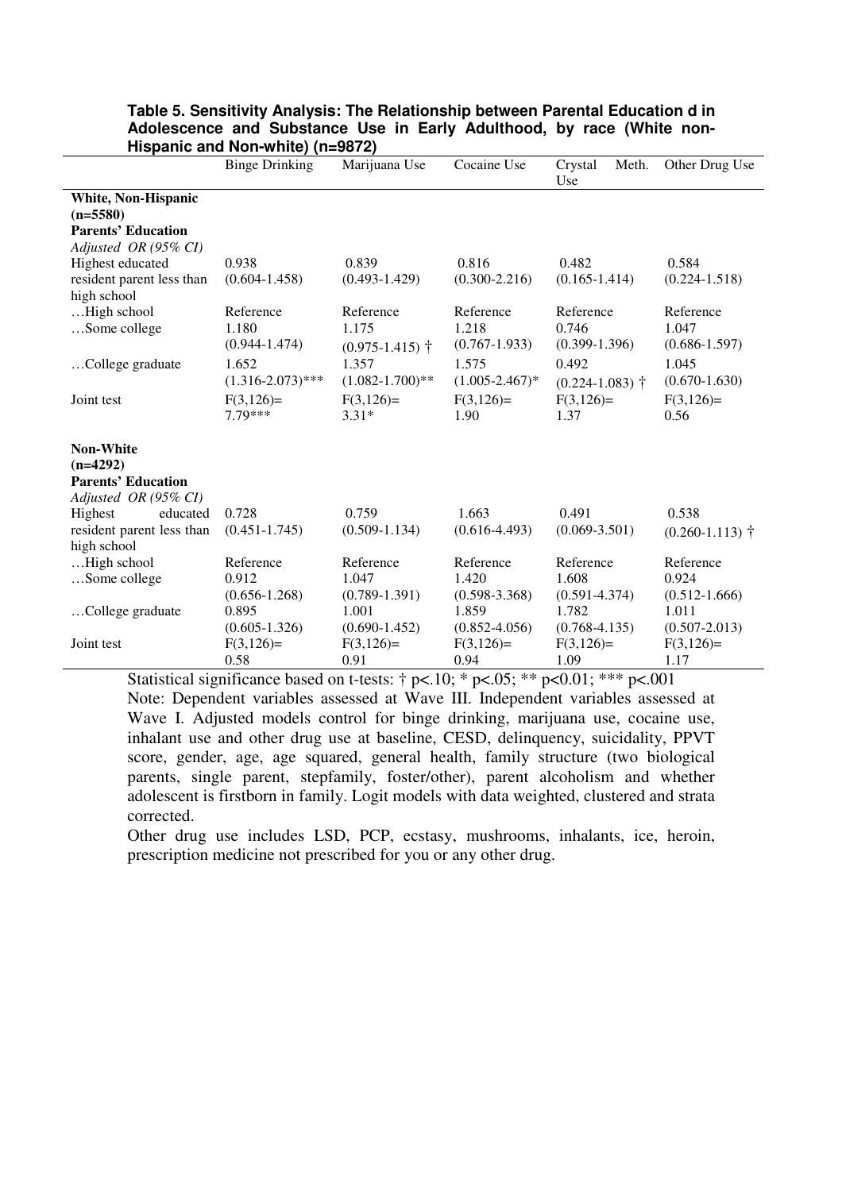**Table 5. Sensitivity Analysis: The Relationship between Parental Education d in Adolescence and Substance Use in Early Adulthood, by race (White non-Hispanic and Non-white) (n=9872)**

| | Binge Drinking | Marijuana Use | Cocaine Use | Crystal Meth. Use | Other Drug Use |
|---|---|---|---|---|---|
| **White, Non-Hispanic (n=5580)** | | | | | |
| **Parents' Education** | | | | | |
| *Adjusted OR (95% CI)* | | | | | |
| Highest educated resident parent less than high school | 0.938 (0.604-1.458) | 0.839 (0.493-1.429) | 0.816 (0.300-2.216) | 0.482 (0.165-1.414) | 0.584 (0.224-1.518) |
| …High school | Reference | Reference | Reference | Reference | Reference |
| …Some college | 1.180 (0.944-1.474) | 1.175 (0.975-1.415) † | 1.218 (0.767-1.933) | 0.746 (0.399-1.396) | 1.047 (0.686-1.597) |
| …College graduate | 1.652 (1.316-2.073)*** | 1.357 (1.082-1.700)** | 1.575 (1.005-2.467)* | 0.492 (0.224-1.083) † | 1.045 (0.670-1.630) |
| Joint test | F(3,126)= 7.79*** | F(3,126)= 3.31* | F(3,126)= 1.90 | F(3,126)= 1.37 | F(3,126)= 0.56 |
| **Non-White (n=4292)** | | | | | |
| **Parents' Education** | | | | | |
| *Adjusted OR (95% CI)* | | | | | |
| Highest educated resident parent less than high school | 0.728 (0.451-1.745) | 0.759 (0.509-1.134) | 1.663 (0.616-4.493) | 0.491 (0.069-3.501) | 0.538 (0.260-1.113) † |
| …High school | Reference | Reference | Reference | Reference | Reference |
| …Some college | 0.912 (0.656-1.268) | 1.047 (0.789-1.391) | 1.420 (0.598-3.368) | 1.608 (0.591-4.374) | 0.924 (0.512-1.666) |
| …College graduate | 0.895 (0.605-1.326) | 1.001 (0.690-1.452) | 1.859 (0.852-4.056) | 1.782 (0.768-4.135) | 1.011 (0.507-2.013) |
| Joint test | F(3,126)= 0.58 | F(3,126)= 0.91 | F(3,126)= 0.94 | F(3,126)= 1.09 | F(3,126)= 1.17 |

Statistical significance based on t-tests: † p<.10; * p<.05; ** p<0.01; *** p<.001

Note: Dependent variables assessed at Wave III. Independent variables assessed at Wave I. Adjusted models control for binge drinking, marijuana use, cocaine use, inhalant use and other drug use at baseline, CESD, delinquency, suicidality, PPVT score, gender, age, age squared, general health, family structure (two biological parents, single parent, stepfamily, foster/other), parent alcoholism and whether adolescent is firstborn in family. Logit models with data weighted, clustered and strata corrected.

Other drug use includes LSD, PCP, ecstasy, mushrooms, inhalants, ice, heroin, prescription medicine not prescribed for you or any other drug.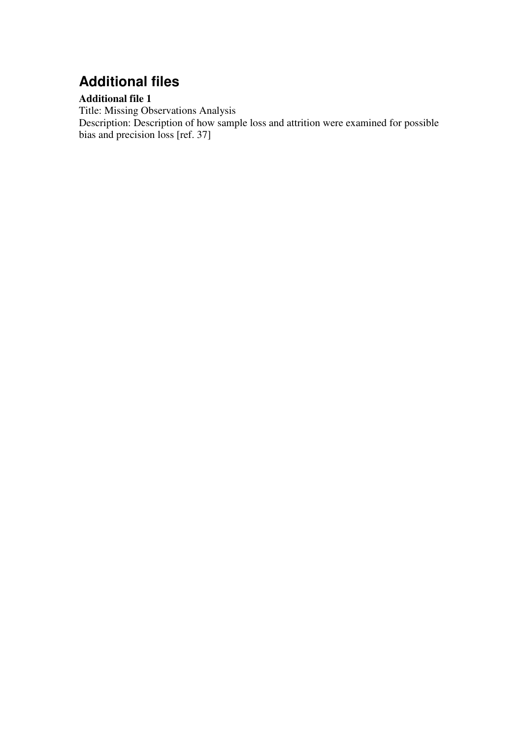## Additional files

**Additional file 1**
Title: Missing Observations Analysis
Description: Description of how sample loss and attrition were examined for possible bias and precision loss [ref. 37]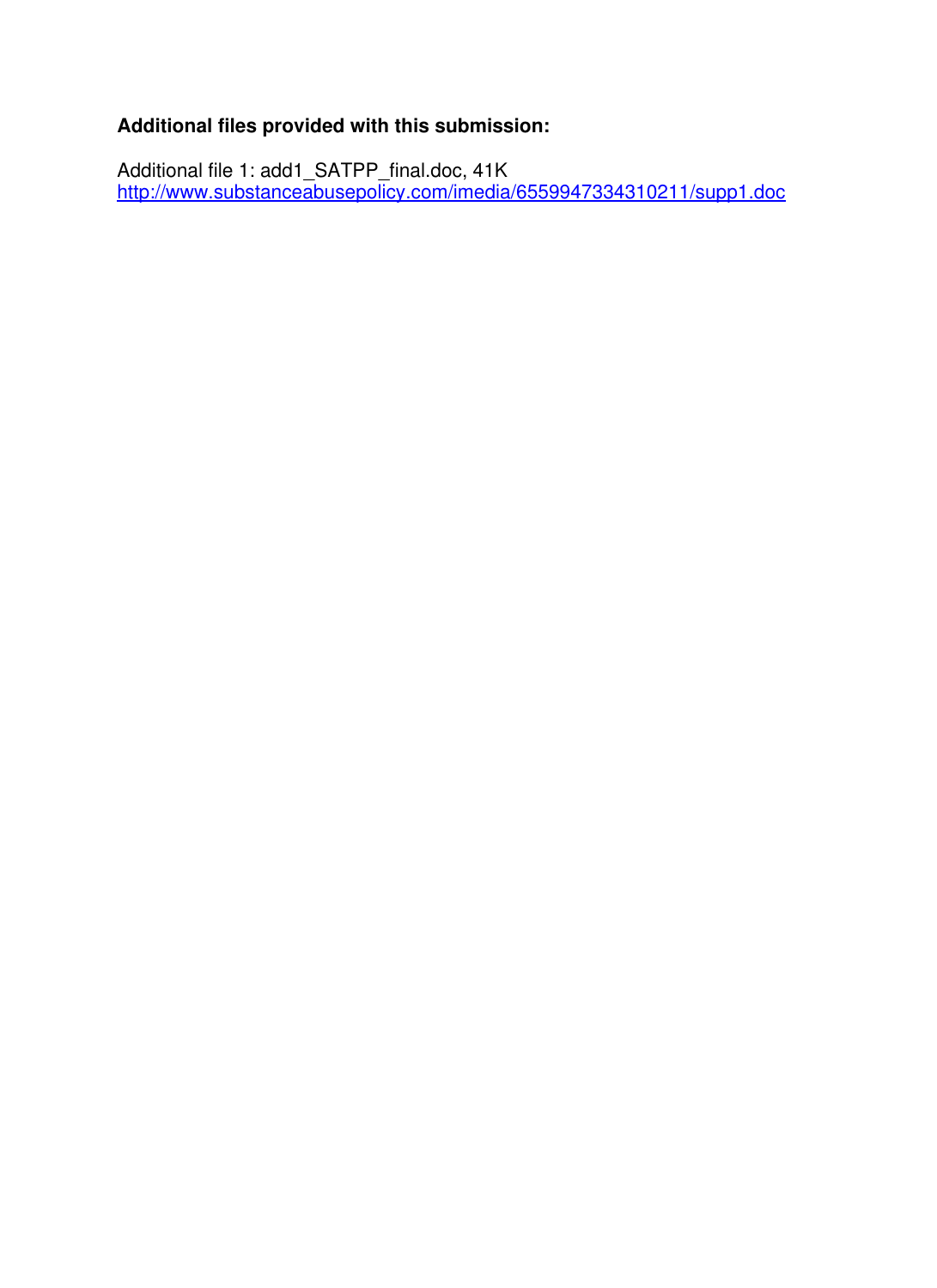**Additional files provided with this submission:**

Additional file 1: add1_SATPP_final.doc, 41K
http://www.substanceabusepolicy.com/imedia/6559947334310211/supp1.doc